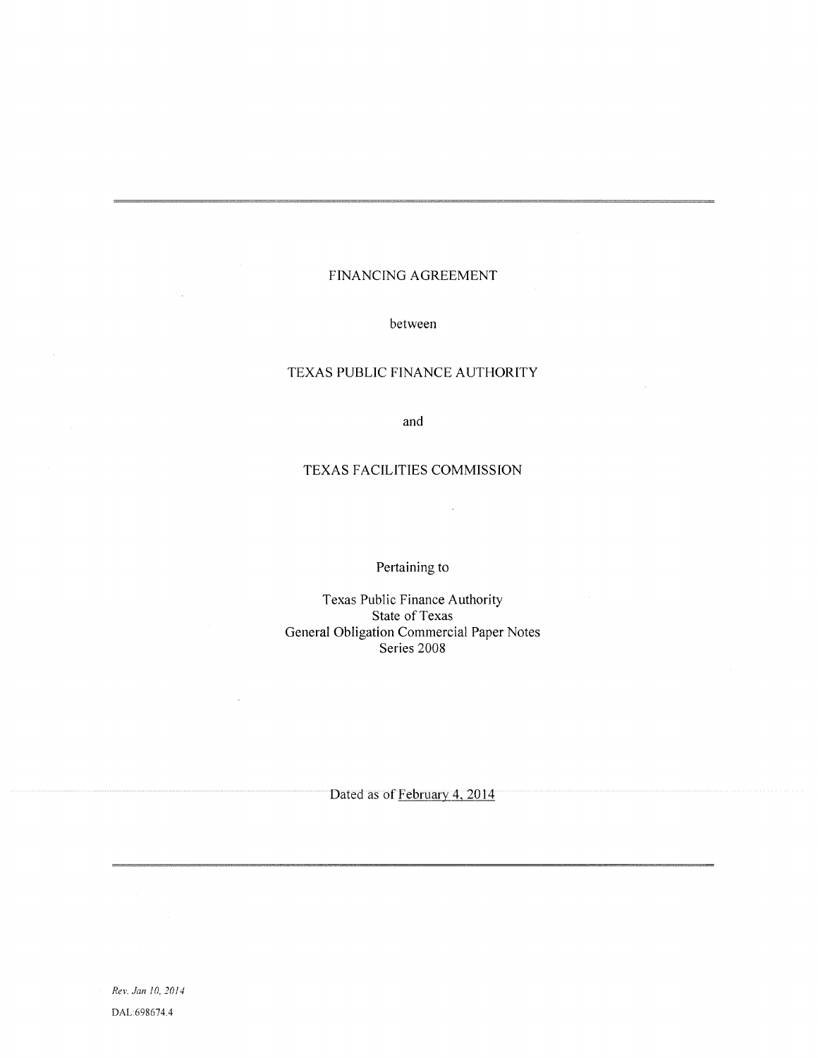# FINANCING AGREEMENT

between

TEXAS PUBLIC FINANCE AUTHORITY

and

TEXAS FACILITIES COMMISSION

Pertaining to

Texas Public Finance Authority
State of Texas
General Obligation Commercial Paper Notes
Series 2008

Dated as of February 4, 2014

*Rev. Jan 10, 2014*

DAL:698674.4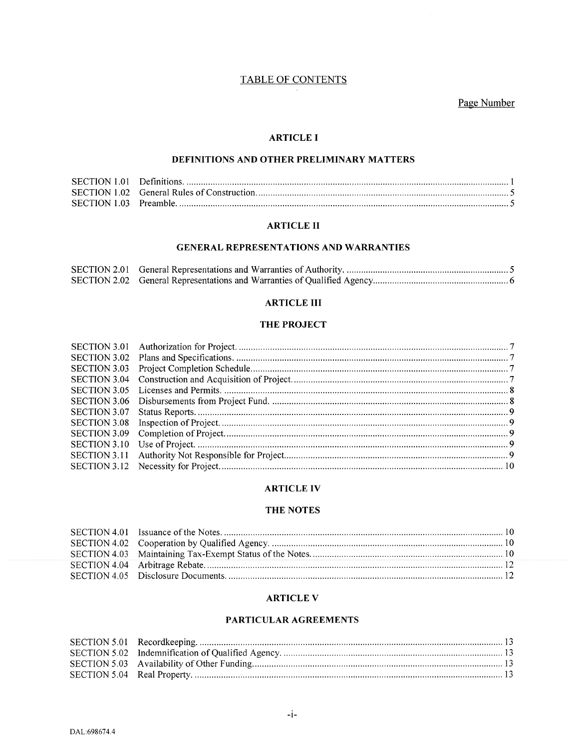# TABLE OF CONTENTS

Page Number

## ARTICLE I

### DEFINITIONS AND OTHER PRELIMINARY MATTERS

| | | |
|---|---|---|
| SECTION 1.01 | Definitions. | 1 |
| SECTION 1.02 | General Rules of Construction. | 5 |
| SECTION 1.03 | Preamble. | 5 |

## ARTICLE II

### GENERAL REPRESENTATIONS AND WARRANTIES

| | | |
|---|---|---|
| SECTION 2.01 | General Representations and Warranties of Authority. | 5 |
| SECTION 2.02 | General Representations and Warranties of Qualified Agency. | 6 |

## ARTICLE III

### THE PROJECT

| | | |
|---|---|---|
| SECTION 3.01 | Authorization for Project. | 7 |
| SECTION 3.02 | Plans and Specifications. | 7 |
| SECTION 3.03 | Project Completion Schedule. | 7 |
| SECTION 3.04 | Construction and Acquisition of Project. | 7 |
| SECTION 3.05 | Licenses and Permits. | 8 |
| SECTION 3.06 | Disbursements from Project Fund. | 8 |
| SECTION 3.07 | Status Reports. | 9 |
| SECTION 3.08 | Inspection of Project. | 9 |
| SECTION 3.09 | Completion of Project. | 9 |
| SECTION 3.10 | Use of Project. | 9 |
| SECTION 3.11 | Authority Not Responsible for Project. | 9 |
| SECTION 3.12 | Necessity for Project. | 10 |

## ARTICLE IV

### THE NOTES

| | | |
|---|---|---|
| SECTION 4.01 | Issuance of the Notes. | 10 |
| SECTION 4.02 | Cooperation by Qualified Agency. | 10 |
| SECTION 4.03 | Maintaining Tax-Exempt Status of the Notes. | 10 |
| SECTION 4.04 | Arbitrage Rebate. | 12 |
| SECTION 4.05 | Disclosure Documents. | 12 |

## ARTICLE V

### PARTICULAR AGREEMENTS

| | | |
|---|---|---|
| SECTION 5.01 | Recordkeeping. | 13 |
| SECTION 5.02 | Indemnification of Qualified Agency. | 13 |
| SECTION 5.03 | Availability of Other Funding. | 13 |
| SECTION 5.04 | Real Property. | 13 |

DAL:698674.4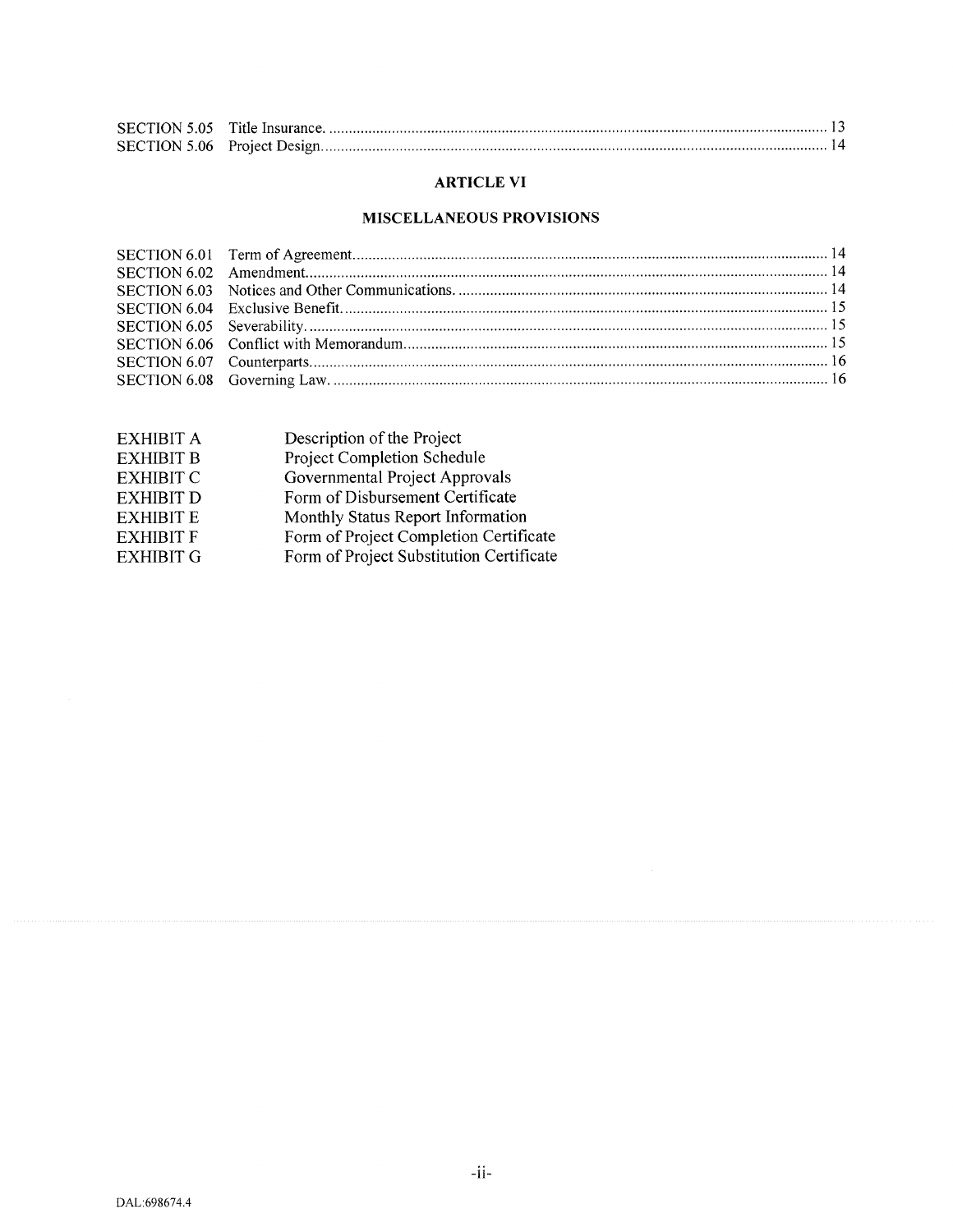| | | |
|---|---|---|
| SECTION 5.05 | Title Insurance. | 13 |
| SECTION 5.06 | Project Design. | 14 |

## ARTICLE VI

### MISCELLANEOUS PROVISIONS

| | | |
|---|---|---|
| SECTION 6.01 | Term of Agreement. | 14 |
| SECTION 6.02 | Amendment. | 14 |
| SECTION 6.03 | Notices and Other Communications. | 14 |
| SECTION 6.04 | Exclusive Benefit. | 15 |
| SECTION 6.05 | Severability. | 15 |
| SECTION 6.06 | Conflict with Memorandum. | 15 |
| SECTION 6.07 | Counterparts. | 16 |
| SECTION 6.08 | Governing Law. | 16 |

| | |
|---|---|
| EXHIBIT A | Description of the Project |
| EXHIBIT B | Project Completion Schedule |
| EXHIBIT C | Governmental Project Approvals |
| EXHIBIT D | Form of Disbursement Certificate |
| EXHIBIT E | Monthly Status Report Information |
| EXHIBIT F | Form of Project Completion Certificate |
| EXHIBIT G | Form of Project Substitution Certificate |

DAL:698674.4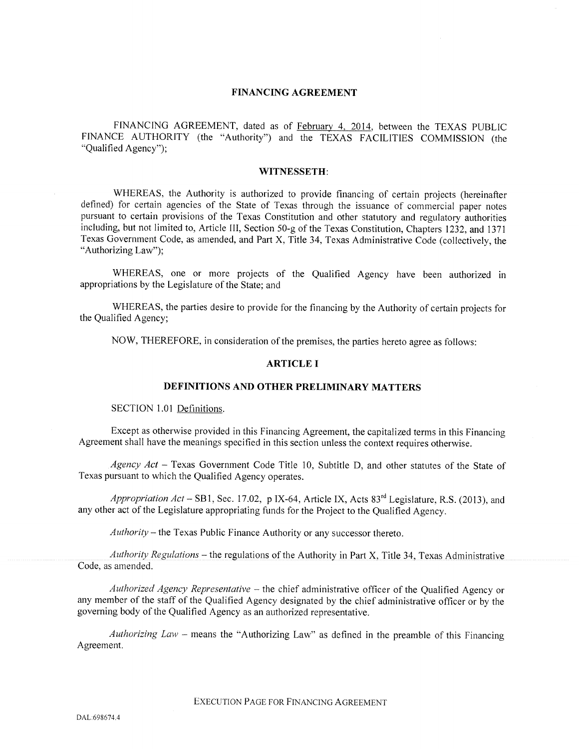# FINANCING AGREEMENT

FINANCING AGREEMENT, dated as of February 4, 2014, between the TEXAS PUBLIC FINANCE AUTHORITY (the "Authority") and the TEXAS FACILITIES COMMISSION (the "Qualified Agency");

## WITNESSETH:

WHEREAS, the Authority is authorized to provide financing of certain projects (hereinafter defined) for certain agencies of the State of Texas through the issuance of commercial paper notes pursuant to certain provisions of the Texas Constitution and other statutory and regulatory authorities including, but not limited to, Article III, Section 50-g of the Texas Constitution, Chapters 1232, and 1371 Texas Government Code, as amended, and Part X, Title 34, Texas Administrative Code (collectively, the "Authorizing Law");

WHEREAS, one or more projects of the Qualified Agency have been authorized in appropriations by the Legislature of the State; and

WHEREAS, the parties desire to provide for the financing by the Authority of certain projects for the Qualified Agency;

NOW, THEREFORE, in consideration of the premises, the parties hereto agree as follows:

## ARTICLE I

## DEFINITIONS AND OTHER PRELIMINARY MATTERS

SECTION 1.01 Definitions.

Except as otherwise provided in this Financing Agreement, the capitalized terms in this Financing Agreement shall have the meanings specified in this section unless the context requires otherwise.

*Agency Act* – Texas Government Code Title 10, Subtitle D, and other statutes of the State of Texas pursuant to which the Qualified Agency operates.

*Appropriation Act* – SB1, Sec. 17.02, p IX-64, Article IX, Acts 83rd Legislature, R.S. (2013), and any other act of the Legislature appropriating funds for the Project to the Qualified Agency.

*Authority* – the Texas Public Finance Authority or any successor thereto.

*Authority Regulations* – the regulations of the Authority in Part X, Title 34, Texas Administrative Code, as amended.

*Authorized Agency Representative* – the chief administrative officer of the Qualified Agency or any member of the staff of the Qualified Agency designated by the chief administrative officer or by the governing body of the Qualified Agency as an authorized representative.

*Authorizing Law* – means the "Authorizing Law" as defined in the preamble of this Financing Agreement.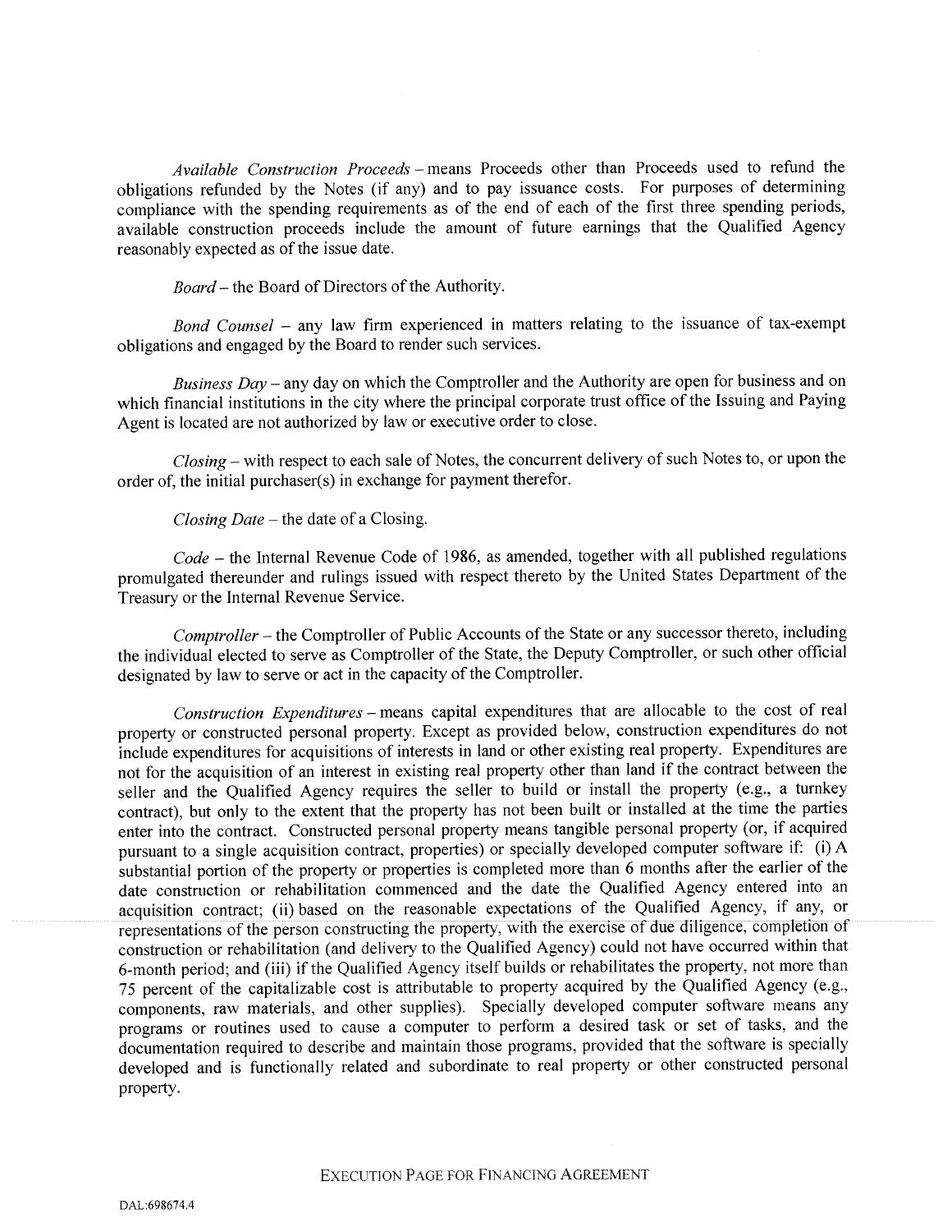*Available Construction Proceeds* – means Proceeds other than Proceeds used to refund the obligations refunded by the Notes (if any) and to pay issuance costs. For purposes of determining compliance with the spending requirements as of the end of each of the first three spending periods, available construction proceeds include the amount of future earnings that the Qualified Agency reasonably expected as of the issue date.

*Board* – the Board of Directors of the Authority.

*Bond Counsel* – any law firm experienced in matters relating to the issuance of tax-exempt obligations and engaged by the Board to render such services.

*Business Day* – any day on which the Comptroller and the Authority are open for business and on which financial institutions in the city where the principal corporate trust office of the Issuing and Paying Agent is located are not authorized by law or executive order to close.

*Closing* – with respect to each sale of Notes, the concurrent delivery of such Notes to, or upon the order of, the initial purchaser(s) in exchange for payment therefor.

*Closing Date* – the date of a Closing.

*Code* – the Internal Revenue Code of 1986, as amended, together with all published regulations promulgated thereunder and rulings issued with respect thereto by the United States Department of the Treasury or the Internal Revenue Service.

*Comptroller* – the Comptroller of Public Accounts of the State or any successor thereto, including the individual elected to serve as Comptroller of the State, the Deputy Comptroller, or such other official designated by law to serve or act in the capacity of the Comptroller.

*Construction Expenditures* – means capital expenditures that are allocable to the cost of real property or constructed personal property. Except as provided below, construction expenditures do not include expenditures for acquisitions of interests in land or other existing real property. Expenditures are not for the acquisition of an interest in existing real property other than land if the contract between the seller and the Qualified Agency requires the seller to build or install the property (e.g., a turnkey contract), but only to the extent that the property has not been built or installed at the time the parties enter into the contract. Constructed personal property means tangible personal property (or, if acquired pursuant to a single acquisition contract, properties) or specially developed computer software if: (i) A substantial portion of the property or properties is completed more than 6 months after the earlier of the date construction or rehabilitation commenced and the date the Qualified Agency entered into an acquisition contract; (ii) based on the reasonable expectations of the Qualified Agency, if any, or representations of the person constructing the property, with the exercise of due diligence, completion of construction or rehabilitation (and delivery to the Qualified Agency) could not have occurred within that 6-month period; and (iii) if the Qualified Agency itself builds or rehabilitates the property, not more than 75 percent of the capitalizable cost is attributable to property acquired by the Qualified Agency (e.g., components, raw materials, and other supplies). Specially developed computer software means any programs or routines used to cause a computer to perform a desired task or set of tasks, and the documentation required to describe and maintain those programs, provided that the software is specially developed and is functionally related and subordinate to real property or other constructed personal property.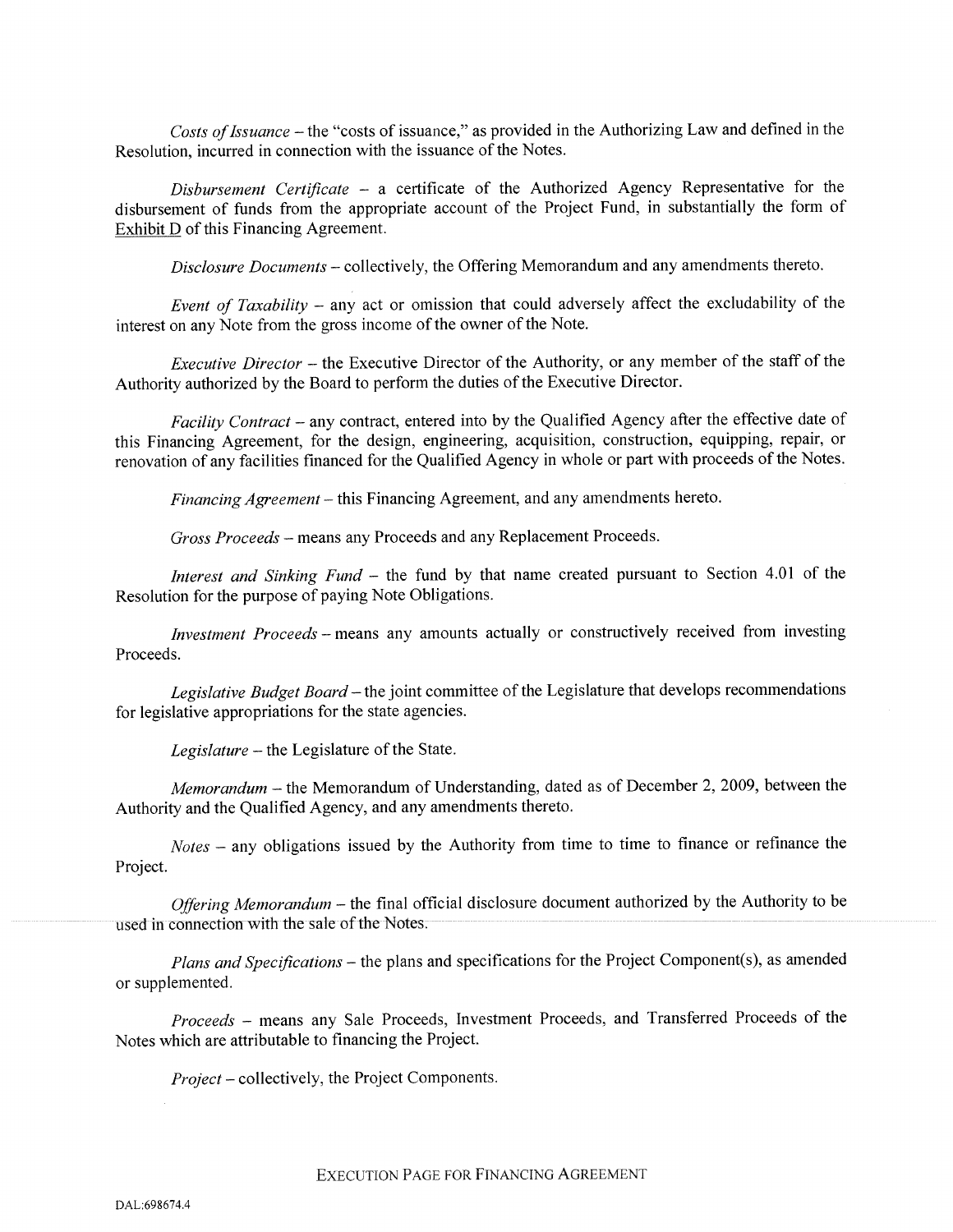*Costs of Issuance* – the "costs of issuance," as provided in the Authorizing Law and defined in the Resolution, incurred in connection with the issuance of the Notes.

*Disbursement Certificate* – a certificate of the Authorized Agency Representative for the disbursement of funds from the appropriate account of the Project Fund, in substantially the form of Exhibit D of this Financing Agreement.

*Disclosure Documents* – collectively, the Offering Memorandum and any amendments thereto.

*Event of Taxability* – any act or omission that could adversely affect the excludability of the interest on any Note from the gross income of the owner of the Note.

*Executive Director* – the Executive Director of the Authority, or any member of the staff of the Authority authorized by the Board to perform the duties of the Executive Director.

*Facility Contract* – any contract, entered into by the Qualified Agency after the effective date of this Financing Agreement, for the design, engineering, acquisition, construction, equipping, repair, or renovation of any facilities financed for the Qualified Agency in whole or part with proceeds of the Notes.

*Financing Agreement* – this Financing Agreement, and any amendments hereto.

*Gross Proceeds* – means any Proceeds and any Replacement Proceeds.

*Interest and Sinking Fund* – the fund by that name created pursuant to Section 4.01 of the Resolution for the purpose of paying Note Obligations.

*Investment Proceeds* – means any amounts actually or constructively received from investing Proceeds.

*Legislative Budget Board* – the joint committee of the Legislature that develops recommendations for legislative appropriations for the state agencies.

*Legislature* – the Legislature of the State.

*Memorandum* – the Memorandum of Understanding, dated as of December 2, 2009, between the Authority and the Qualified Agency, and any amendments thereto.

*Notes* – any obligations issued by the Authority from time to time to finance or refinance the Project.

*Offering Memorandum* – the final official disclosure document authorized by the Authority to be used in connection with the sale of the Notes.

*Plans and Specifications* – the plans and specifications for the Project Component(s), as amended or supplemented.

*Proceeds* – means any Sale Proceeds, Investment Proceeds, and Transferred Proceeds of the Notes which are attributable to financing the Project.

*Project* – collectively, the Project Components.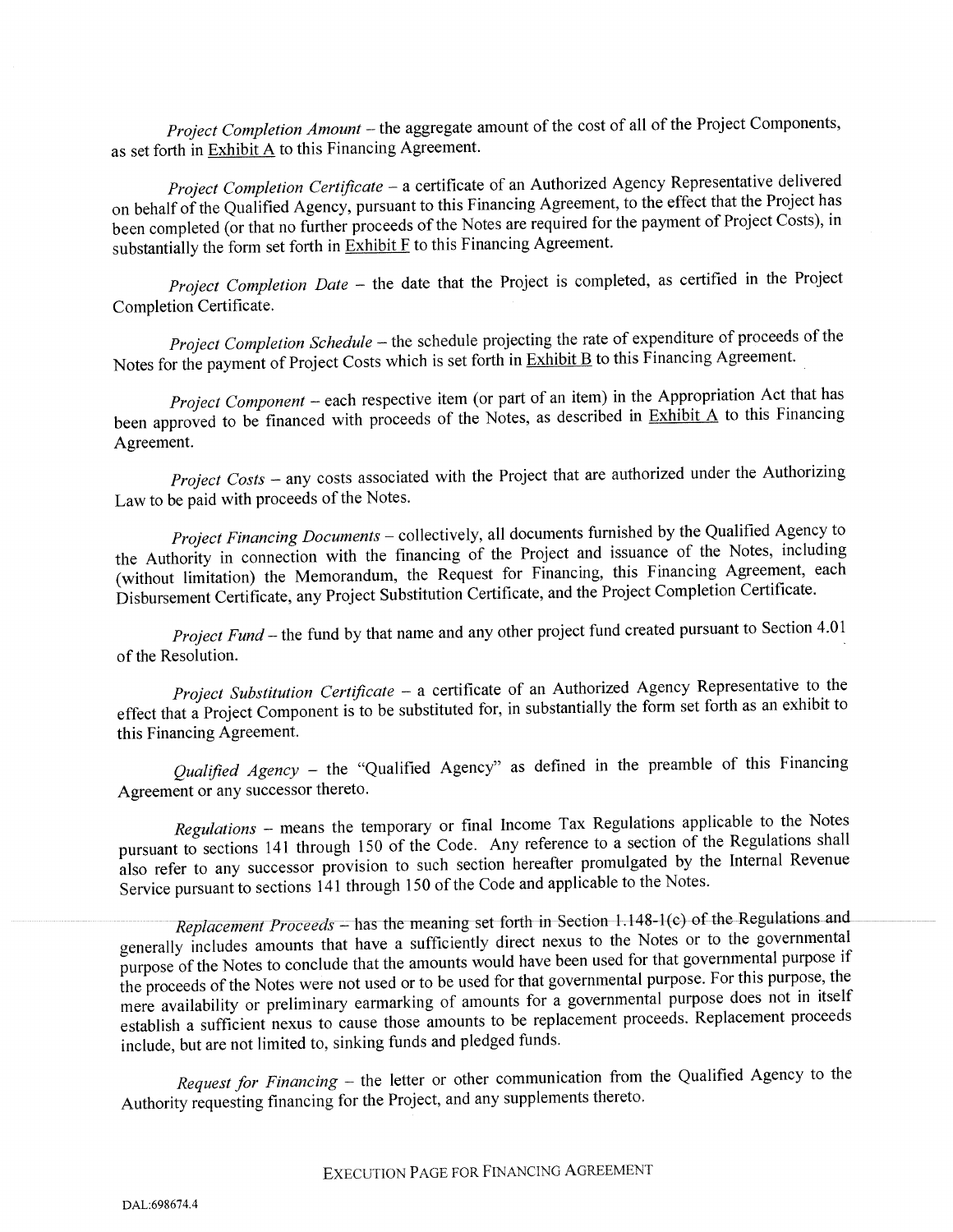*Project Completion Amount* – the aggregate amount of the cost of all of the Project Components, as set forth in Exhibit A to this Financing Agreement.

*Project Completion Certificate* – a certificate of an Authorized Agency Representative delivered on behalf of the Qualified Agency, pursuant to this Financing Agreement, to the effect that the Project has been completed (or that no further proceeds of the Notes are required for the payment of Project Costs), in substantially the form set forth in Exhibit F to this Financing Agreement.

*Project Completion Date* – the date that the Project is completed, as certified in the Project Completion Certificate.

*Project Completion Schedule* – the schedule projecting the rate of expenditure of proceeds of the Notes for the payment of Project Costs which is set forth in Exhibit B to this Financing Agreement.

*Project Component* – each respective item (or part of an item) in the Appropriation Act that has been approved to be financed with proceeds of the Notes, as described in Exhibit A to this Financing Agreement.

*Project Costs* – any costs associated with the Project that are authorized under the Authorizing Law to be paid with proceeds of the Notes.

*Project Financing Documents* – collectively, all documents furnished by the Qualified Agency to the Authority in connection with the financing of the Project and issuance of the Notes, including (without limitation) the Memorandum, the Request for Financing, this Financing Agreement, each Disbursement Certificate, any Project Substitution Certificate, and the Project Completion Certificate.

*Project Fund* – the fund by that name and any other project fund created pursuant to Section 4.01 of the Resolution.

*Project Substitution Certificate* – a certificate of an Authorized Agency Representative to the effect that a Project Component is to be substituted for, in substantially the form set forth as an exhibit to this Financing Agreement.

*Qualified Agency* – the "Qualified Agency" as defined in the preamble of this Financing Agreement or any successor thereto.

*Regulations* – means the temporary or final Income Tax Regulations applicable to the Notes pursuant to sections 141 through 150 of the Code. Any reference to a section of the Regulations shall also refer to any successor provision to such section hereafter promulgated by the Internal Revenue Service pursuant to sections 141 through 150 of the Code and applicable to the Notes.

*Replacement Proceeds* – has the meaning set forth in Section 1.148-1(c) of the Regulations and generally includes amounts that have a sufficiently direct nexus to the Notes or to the governmental purpose of the Notes to conclude that the amounts would have been used for that governmental purpose if the proceeds of the Notes were not used or to be used for that governmental purpose. For this purpose, the mere availability or preliminary earmarking of amounts for a governmental purpose does not in itself establish a sufficient nexus to cause those amounts to be replacement proceeds. Replacement proceeds include, but are not limited to, sinking funds and pledged funds.

*Request for Financing* – the letter or other communication from the Qualified Agency to the Authority requesting financing for the Project, and any supplements thereto.

EXECUTION PAGE FOR FINANCING AGREEMENT

DAL:698674.4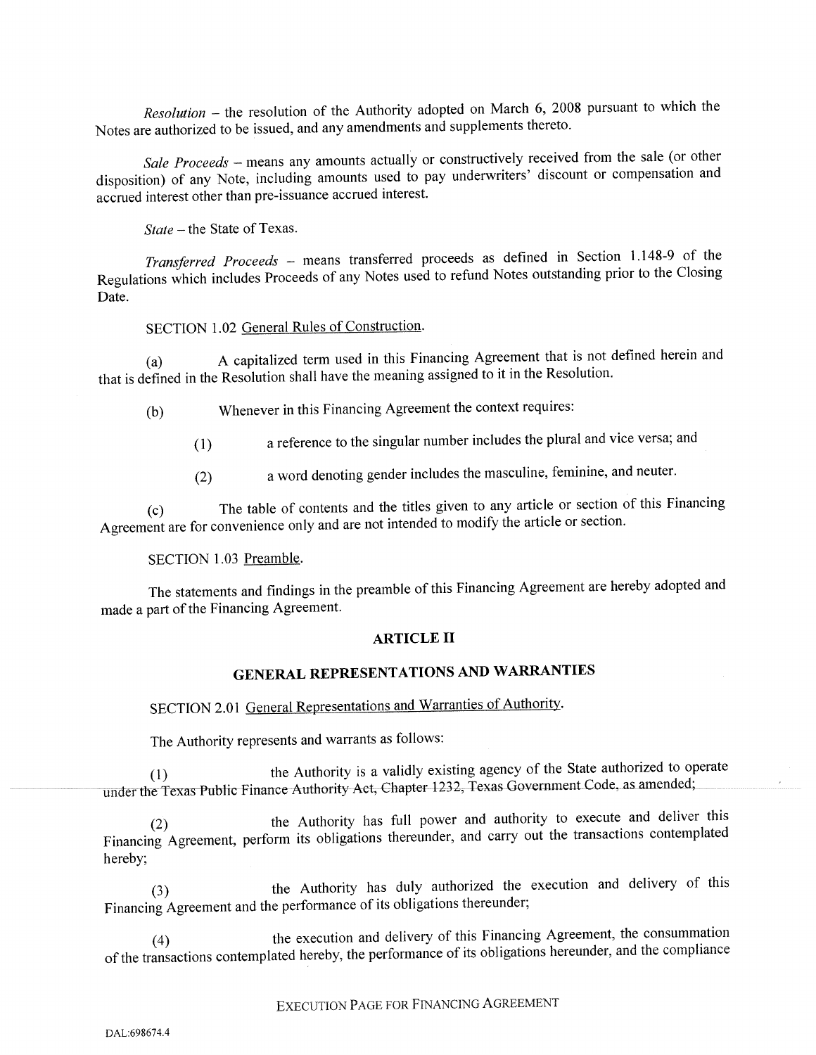*Resolution* – the resolution of the Authority adopted on March 6, 2008 pursuant to which the Notes are authorized to be issued, and any amendments and supplements thereto.

*Sale Proceeds* – means any amounts actually or constructively received from the sale (or other disposition) of any Note, including amounts used to pay underwriters' discount or compensation and accrued interest other than pre-issuance accrued interest.

*State* – the State of Texas.

*Transferred Proceeds* – means transferred proceeds as defined in Section 1.148-9 of the Regulations which includes Proceeds of any Notes used to refund Notes outstanding prior to the Closing Date.

SECTION 1.02 General Rules of Construction.

(a) A capitalized term used in this Financing Agreement that is not defined herein and that is defined in the Resolution shall have the meaning assigned to it in the Resolution.

(b) Whenever in this Financing Agreement the context requires:

(1) a reference to the singular number includes the plural and vice versa; and

(2) a word denoting gender includes the masculine, feminine, and neuter.

(c) The table of contents and the titles given to any article or section of this Financing Agreement are for convenience only and are not intended to modify the article or section.

SECTION 1.03 Preamble.

The statements and findings in the preamble of this Financing Agreement are hereby adopted and made a part of the Financing Agreement.

## ARTICLE II

## GENERAL REPRESENTATIONS AND WARRANTIES

SECTION 2.01 General Representations and Warranties of Authority.

The Authority represents and warrants as follows:

(1) the Authority is a validly existing agency of the State authorized to operate under the Texas Public Finance Authority Act, Chapter 1232, Texas Government Code, as amended;

(2) the Authority has full power and authority to execute and deliver this Financing Agreement, perform its obligations thereunder, and carry out the transactions contemplated hereby;

(3) the Authority has duly authorized the execution and delivery of this Financing Agreement and the performance of its obligations thereunder;

(4) the execution and delivery of this Financing Agreement, the consummation of the transactions contemplated hereby, the performance of its obligations hereunder, and the compliance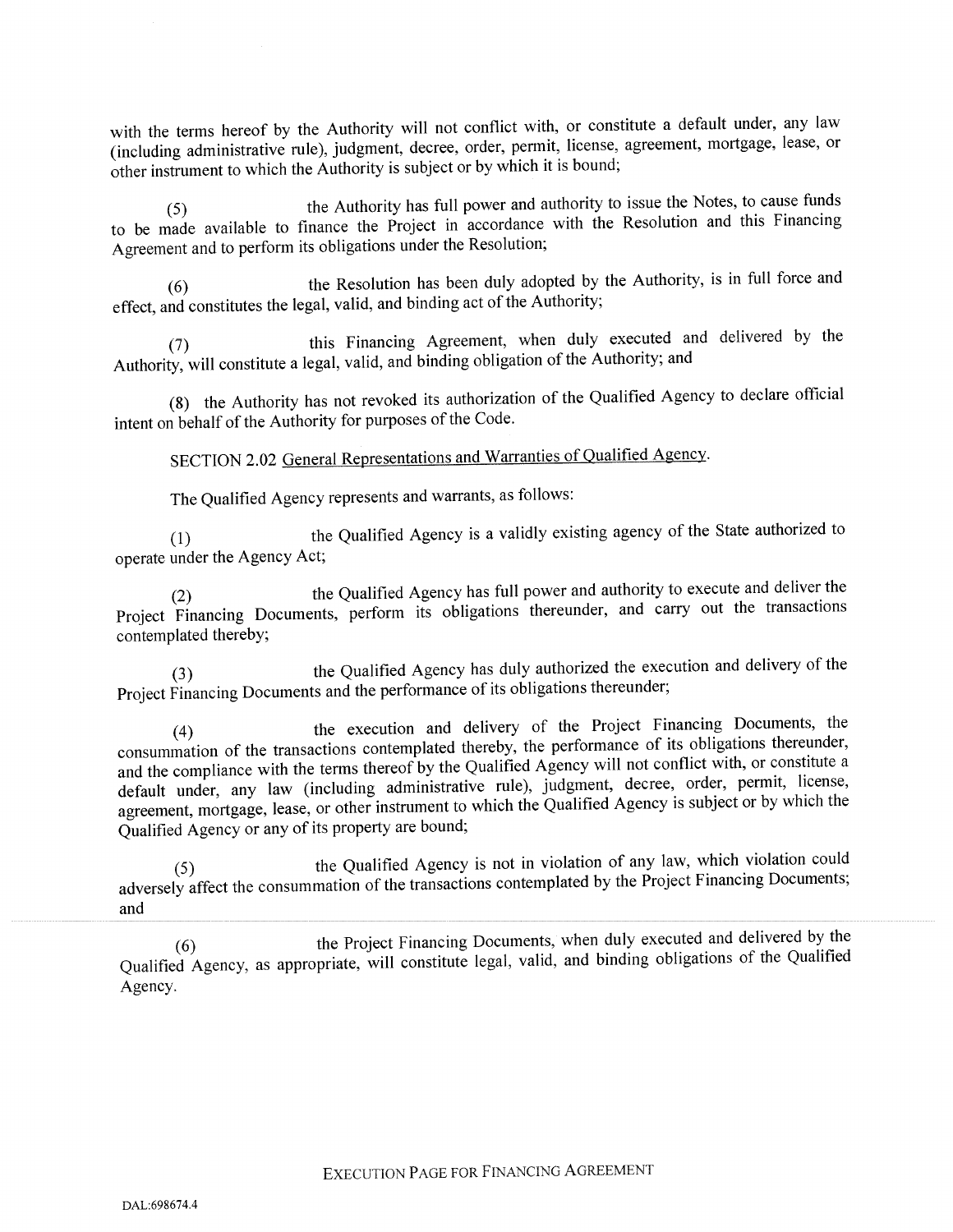with the terms hereof by the Authority will not conflict with, or constitute a default under, any law (including administrative rule), judgment, decree, order, permit, license, agreement, mortgage, lease, or other instrument to which the Authority is subject or by which it is bound;

(5) the Authority has full power and authority to issue the Notes, to cause funds to be made available to finance the Project in accordance with the Resolution and this Financing Agreement and to perform its obligations under the Resolution;

(6) the Resolution has been duly adopted by the Authority, is in full force and effect, and constitutes the legal, valid, and binding act of the Authority;

(7) this Financing Agreement, when duly executed and delivered by the Authority, will constitute a legal, valid, and binding obligation of the Authority; and

(8) the Authority has not revoked its authorization of the Qualified Agency to declare official intent on behalf of the Authority for purposes of the Code.

SECTION 2.02 General Representations and Warranties of Qualified Agency.

The Qualified Agency represents and warrants, as follows:

(1) the Qualified Agency is a validly existing agency of the State authorized to operate under the Agency Act;

(2) the Qualified Agency has full power and authority to execute and deliver the Project Financing Documents, perform its obligations thereunder, and carry out the transactions contemplated thereby;

(3) the Qualified Agency has duly authorized the execution and delivery of the Project Financing Documents and the performance of its obligations thereunder;

(4) the execution and delivery of the Project Financing Documents, the consummation of the transactions contemplated thereby, the performance of its obligations thereunder, and the compliance with the terms thereof by the Qualified Agency will not conflict with, or constitute a default under, any law (including administrative rule), judgment, decree, order, permit, license, agreement, mortgage, lease, or other instrument to which the Qualified Agency is subject or by which the Qualified Agency or any of its property are bound;

(5) the Qualified Agency is not in violation of any law, which violation could adversely affect the consummation of the transactions contemplated by the Project Financing Documents; and

(6) the Project Financing Documents, when duly executed and delivered by the Qualified Agency, as appropriate, will constitute legal, valid, and binding obligations of the Qualified Agency.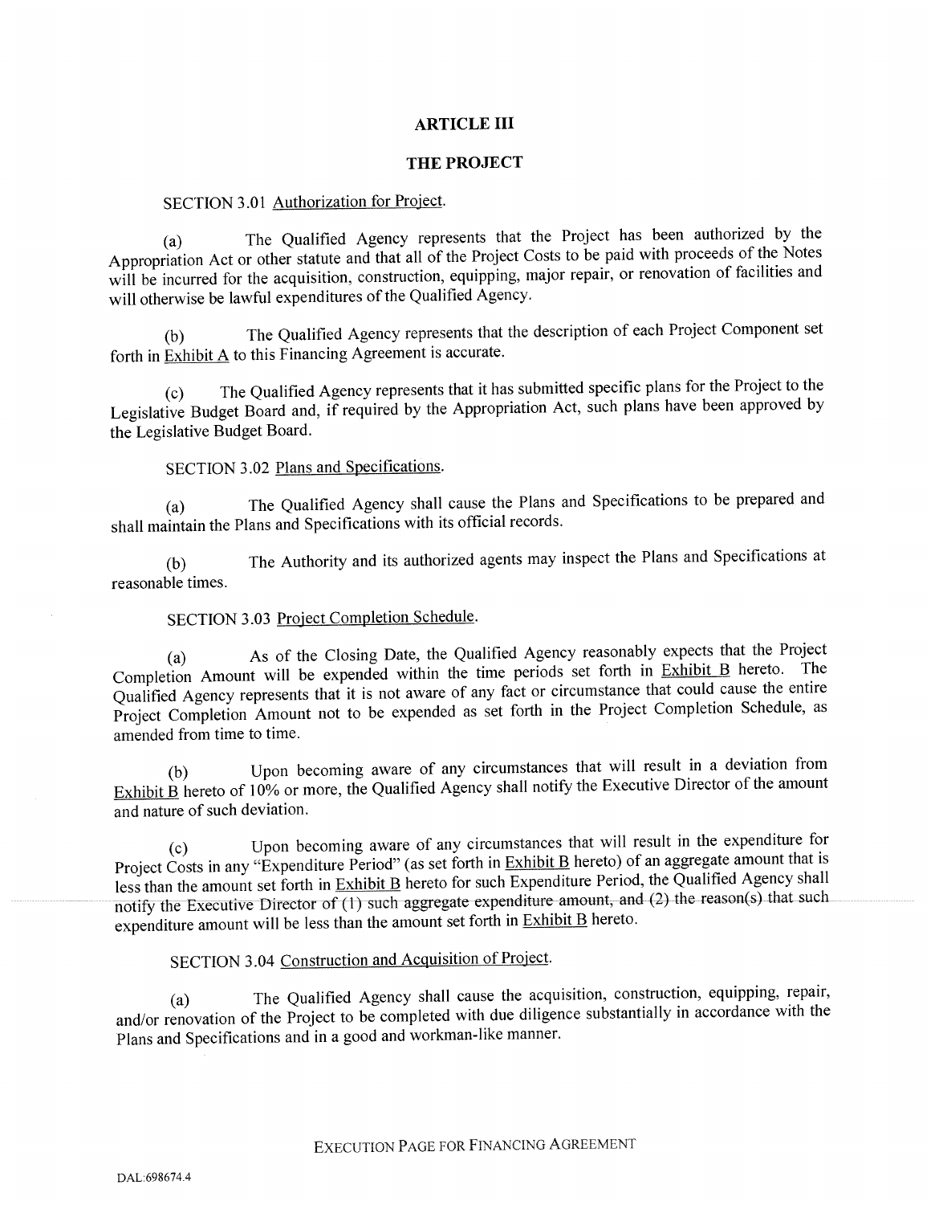## ARTICLE III

## THE PROJECT

SECTION 3.01 Authorization for Project.

(a) The Qualified Agency represents that the Project has been authorized by the Appropriation Act or other statute and that all of the Project Costs to be paid with proceeds of the Notes will be incurred for the acquisition, construction, equipping, major repair, or renovation of facilities and will otherwise be lawful expenditures of the Qualified Agency.

(b) The Qualified Agency represents that the description of each Project Component set forth in Exhibit A to this Financing Agreement is accurate.

(c) The Qualified Agency represents that it has submitted specific plans for the Project to the Legislative Budget Board and, if required by the Appropriation Act, such plans have been approved by the Legislative Budget Board.

SECTION 3.02 Plans and Specifications.

(a) The Qualified Agency shall cause the Plans and Specifications to be prepared and shall maintain the Plans and Specifications with its official records.

(b) The Authority and its authorized agents may inspect the Plans and Specifications at reasonable times.

SECTION 3.03 Project Completion Schedule.

(a) As of the Closing Date, the Qualified Agency reasonably expects that the Project Completion Amount will be expended within the time periods set forth in Exhibit B hereto. The Qualified Agency represents that it is not aware of any fact or circumstance that could cause the entire Project Completion Amount not to be expended as set forth in the Project Completion Schedule, as amended from time to time.

(b) Upon becoming aware of any circumstances that will result in a deviation from Exhibit B hereto of 10% or more, the Qualified Agency shall notify the Executive Director of the amount and nature of such deviation.

(c) Upon becoming aware of any circumstances that will result in the expenditure for Project Costs in any "Expenditure Period" (as set forth in Exhibit B hereto) of an aggregate amount that is less than the amount set forth in Exhibit B hereto for such Expenditure Period, the Qualified Agency shall notify the Executive Director of (1) such aggregate expenditure amount, and (2) the reason(s) that such expenditure amount will be less than the amount set forth in Exhibit B hereto.

SECTION 3.04 Construction and Acquisition of Project.

(a) The Qualified Agency shall cause the acquisition, construction, equipping, repair, and/or renovation of the Project to be completed with due diligence substantially in accordance with the Plans and Specifications and in a good and workman-like manner.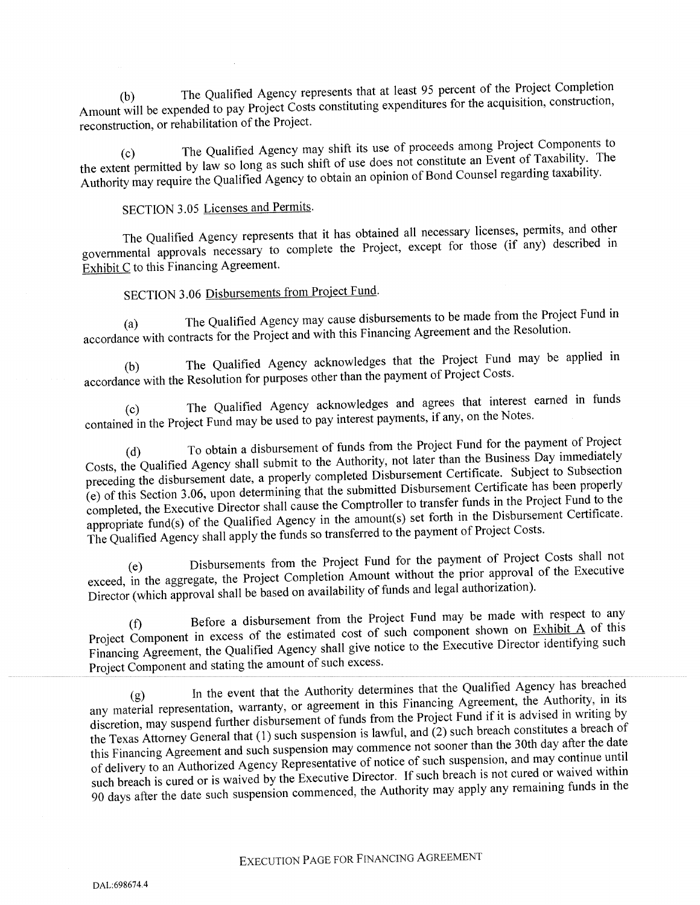(b) The Qualified Agency represents that at least 95 percent of the Project Completion Amount will be expended to pay Project Costs constituting expenditures for the acquisition, construction, reconstruction, or rehabilitation of the Project.

(c) The Qualified Agency may shift its use of proceeds among Project Components to the extent permitted by law so long as such shift of use does not constitute an Event of Taxability. The Authority may require the Qualified Agency to obtain an opinion of Bond Counsel regarding taxability.

SECTION 3.05 Licenses and Permits.

The Qualified Agency represents that it has obtained all necessary licenses, permits, and other governmental approvals necessary to complete the Project, except for those (if any) described in Exhibit C to this Financing Agreement.

SECTION 3.06 Disbursements from Project Fund.

(a) The Qualified Agency may cause disbursements to be made from the Project Fund in accordance with contracts for the Project and with this Financing Agreement and the Resolution.

(b) The Qualified Agency acknowledges that the Project Fund may be applied in accordance with the Resolution for purposes other than the payment of Project Costs.

(c) The Qualified Agency acknowledges and agrees that interest earned in funds contained in the Project Fund may be used to pay interest payments, if any, on the Notes.

(d) To obtain a disbursement of funds from the Project Fund for the payment of Project Costs, the Qualified Agency shall submit to the Authority, not later than the Business Day immediately preceding the disbursement date, a properly completed Disbursement Certificate. Subject to Subsection (e) of this Section 3.06, upon determining that the submitted Disbursement Certificate has been properly completed, the Executive Director shall cause the Comptroller to transfer funds in the Project Fund to the appropriate fund(s) of the Qualified Agency in the amount(s) set forth in the Disbursement Certificate. The Qualified Agency shall apply the funds so transferred to the payment of Project Costs.

(e) Disbursements from the Project Fund for the payment of Project Costs shall not exceed, in the aggregate, the Project Completion Amount without the prior approval of the Executive Director (which approval shall be based on availability of funds and legal authorization).

(f) Before a disbursement from the Project Fund may be made with respect to any Project Component in excess of the estimated cost of such component shown on Exhibit A of this Financing Agreement, the Qualified Agency shall give notice to the Executive Director identifying such Project Component and stating the amount of such excess.

(g) In the event that the Authority determines that the Qualified Agency has breached any material representation, warranty, or agreement in this Financing Agreement, the Authority, in its discretion, may suspend further disbursement of funds from the Project Fund if it is advised in writing by the Texas Attorney General that (1) such suspension is lawful, and (2) such breach constitutes a breach of this Financing Agreement and such suspension may commence not sooner than the 30th day after the date of delivery to an Authorized Agency Representative of notice of such suspension, and may continue until such breach is cured or is waived by the Executive Director. If such breach is not cured or waived within 90 days after the date such suspension commenced, the Authority may apply any remaining funds in the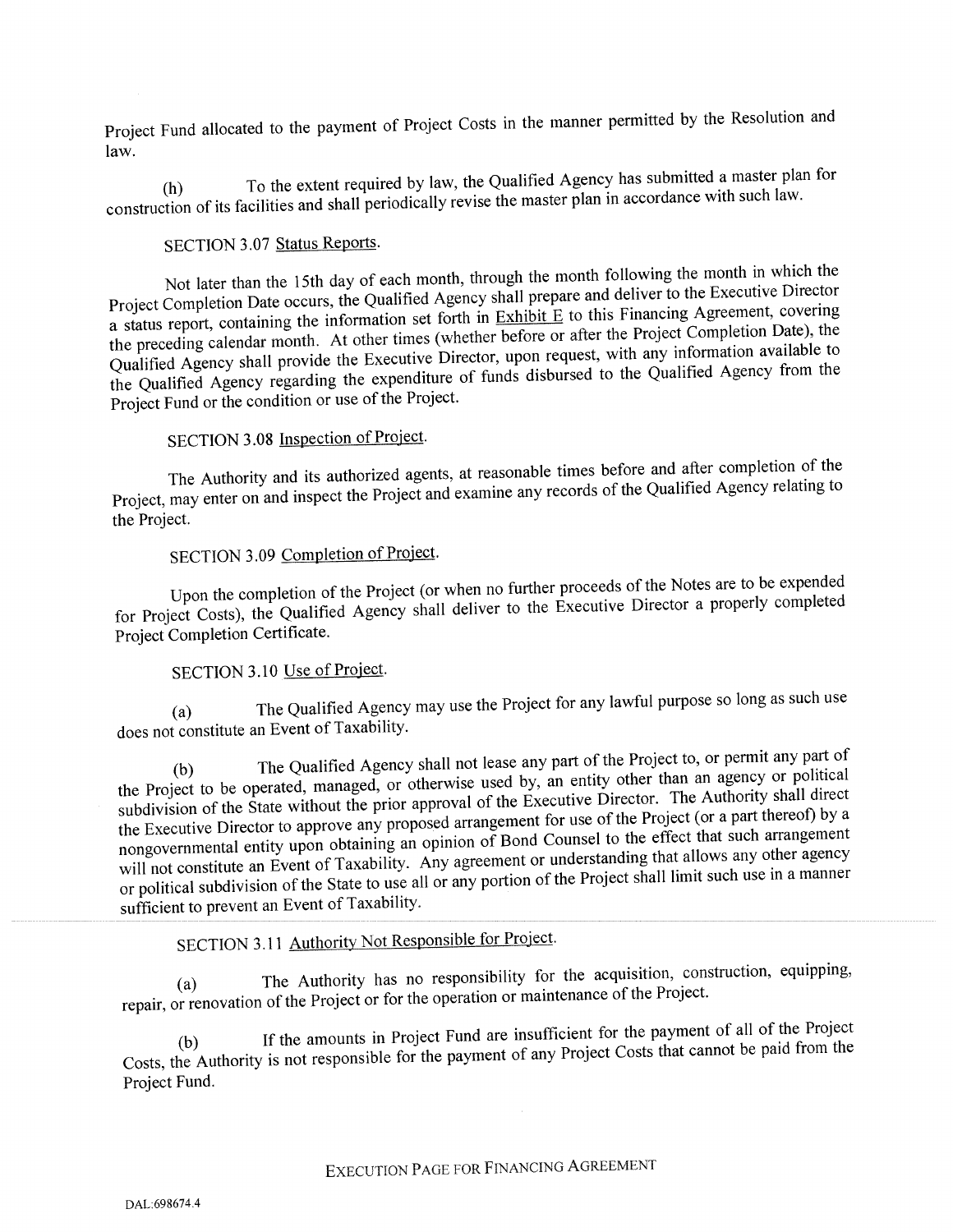Project Fund allocated to the payment of Project Costs in the manner permitted by the Resolution and law.

(h) To the extent required by law, the Qualified Agency has submitted a master plan for construction of its facilities and shall periodically revise the master plan in accordance with such law.

SECTION 3.07 Status Reports.

Not later than the 15th day of each month, through the month following the month in which the Project Completion Date occurs, the Qualified Agency shall prepare and deliver to the Executive Director a status report, containing the information set forth in Exhibit E to this Financing Agreement, covering the preceding calendar month. At other times (whether before or after the Project Completion Date), the Qualified Agency shall provide the Executive Director, upon request, with any information available to the Qualified Agency regarding the expenditure of funds disbursed to the Qualified Agency from the Project Fund or the condition or use of the Project.

SECTION 3.08 Inspection of Project.

The Authority and its authorized agents, at reasonable times before and after completion of the Project, may enter on and inspect the Project and examine any records of the Qualified Agency relating to the Project.

SECTION 3.09 Completion of Project.

Upon the completion of the Project (or when no further proceeds of the Notes are to be expended for Project Costs), the Qualified Agency shall deliver to the Executive Director a properly completed Project Completion Certificate.

SECTION 3.10 Use of Project.

(a) The Qualified Agency may use the Project for any lawful purpose so long as such use does not constitute an Event of Taxability.

(b) The Qualified Agency shall not lease any part of the Project to, or permit any part of the Project to be operated, managed, or otherwise used by, an entity other than an agency or political subdivision of the State without the prior approval of the Executive Director. The Authority shall direct the Executive Director to approve any proposed arrangement for use of the Project (or a part thereof) by a nongovernmental entity upon obtaining an opinion of Bond Counsel to the effect that such arrangement will not constitute an Event of Taxability. Any agreement or understanding that allows any other agency or political subdivision of the State to use all or any portion of the Project shall limit such use in a manner sufficient to prevent an Event of Taxability.

SECTION 3.11 Authority Not Responsible for Project.

(a) The Authority has no responsibility for the acquisition, construction, equipping, repair, or renovation of the Project or for the operation or maintenance of the Project.

(b) If the amounts in Project Fund are insufficient for the payment of all of the Project Costs, the Authority is not responsible for the payment of any Project Costs that cannot be paid from the Project Fund.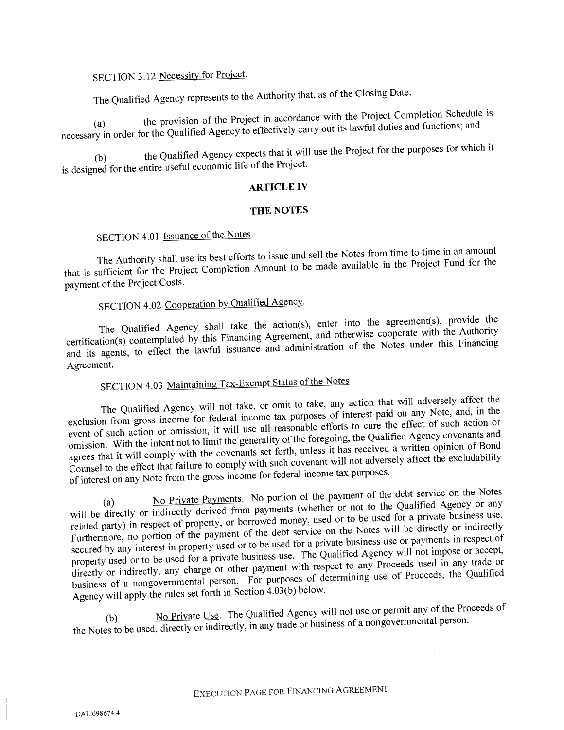SECTION 3.12 Necessity for Project.

The Qualified Agency represents to the Authority that, as of the Closing Date:

(a) the provision of the Project in accordance with the Project Completion Schedule is necessary in order for the Qualified Agency to effectively carry out its lawful duties and functions; and

(b) the Qualified Agency expects that it will use the Project for the purposes for which it is designed for the entire useful economic life of the Project.

## ARTICLE IV

## THE NOTES

SECTION 4.01 Issuance of the Notes.

The Authority shall use its best efforts to issue and sell the Notes from time to time in an amount that is sufficient for the Project Completion Amount to be made available in the Project Fund for the payment of the Project Costs.

SECTION 4.02 Cooperation by Qualified Agency.

The Qualified Agency shall take the action(s), enter into the agreement(s), provide the certification(s) contemplated by this Financing Agreement, and otherwise cooperate with the Authority and its agents, to effect the lawful issuance and administration of the Notes under this Financing Agreement.

SECTION 4.03 Maintaining Tax-Exempt Status of the Notes.

The Qualified Agency will not take, or omit to take, any action that will adversely affect the exclusion from gross income for federal income tax purposes of interest paid on any Note, and, in the event of such action or omission, it will use all reasonable efforts to cure the effect of such action or omission. With the intent not to limit the generality of the foregoing, the Qualified Agency covenants and agrees that it will comply with the covenants set forth, unless it has received a written opinion of Bond Counsel to the effect that failure to comply with such covenant will not adversely affect the excludability of interest on any Note from the gross income for federal income tax purposes.

(a) No Private Payments. No portion of the payment of the debt service on the Notes will be directly or indirectly derived from payments (whether or not to the Qualified Agency or any related party) in respect of property, or borrowed money, used or to be used for a private business use. Furthermore, no portion of the payment of the debt service on the Notes will be directly or indirectly secured by any interest in property used or to be used for a private business use or payments in respect of property used or to be used for a private business use. The Qualified Agency will not impose or accept, directly or indirectly, any charge or other payment with respect to any Proceeds used in any trade or business of a nongovernmental person. For purposes of determining use of Proceeds, the Qualified Agency will apply the rules set forth in Section 4.03(b) below.

(b) No Private Use. The Qualified Agency will not use or permit any of the Proceeds of the Notes to be used, directly or indirectly, in any trade or business of a nongovernmental person.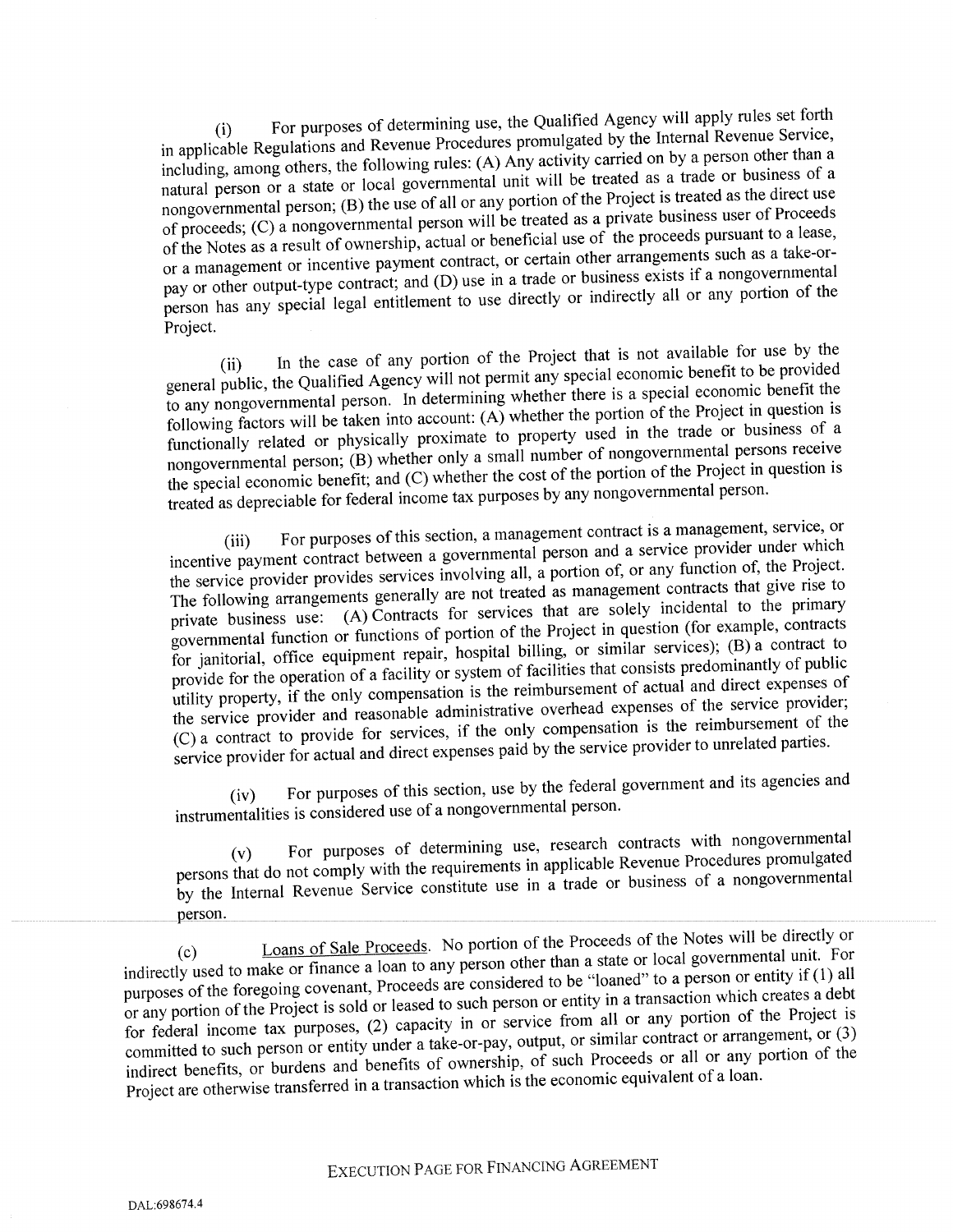(i) For purposes of determining use, the Qualified Agency will apply rules set forth in applicable Regulations and Revenue Procedures promulgated by the Internal Revenue Service, including, among others, the following rules: (A) Any activity carried on by a person other than a natural person or a state or local governmental unit will be treated as a trade or business of a nongovernmental person; (B) the use of all or any portion of the Project is treated as the direct use of proceeds; (C) a nongovernmental person will be treated as a private business user of Proceeds of the Notes as a result of ownership, actual or beneficial use of the proceeds pursuant to a lease, or a management or incentive payment contract, or certain other arrangements such as a take-or-pay or other output-type contract; and (D) use in a trade or business exists if a nongovernmental person has any special legal entitlement to use directly or indirectly all or any portion of the Project.

(ii) In the case of any portion of the Project that is not available for use by the general public, the Qualified Agency will not permit any special economic benefit to be provided to any nongovernmental person. In determining whether there is a special economic benefit the following factors will be taken into account: (A) whether the portion of the Project in question is functionally related or physically proximate to property used in the trade or business of a nongovernmental person; (B) whether only a small number of nongovernmental persons receive the special economic benefit; and (C) whether the cost of the portion of the Project in question is treated as depreciable for federal income tax purposes by any nongovernmental person.

(iii) For purposes of this section, a management contract is a management, service, or incentive payment contract between a governmental person and a service provider under which the service provider provides services involving all, a portion of, or any function of, the Project. The following arrangements generally are not treated as management contracts that give rise to private business use: (A) Contracts for services that are solely incidental to the primary governmental function or functions of portion of the Project in question (for example, contracts for janitorial, office equipment repair, hospital billing, or similar services); (B) a contract to provide for the operation of a facility or system of facilities that consists predominantly of public utility property, if the only compensation is the reimbursement of actual and direct expenses of the service provider and reasonable administrative overhead expenses of the service provider; (C) a contract to provide for services, if the only compensation is the reimbursement of the service provider for actual and direct expenses paid by the service provider to unrelated parties.

(iv) For purposes of this section, use by the federal government and its agencies and instrumentalities is considered use of a nongovernmental person.

(v) For purposes of determining use, research contracts with nongovernmental persons that do not comply with the requirements in applicable Revenue Procedures promulgated by the Internal Revenue Service constitute use in a trade or business of a nongovernmental person.

(c) Loans of Sale Proceeds. No portion of the Proceeds of the Notes will be directly or indirectly used to make or finance a loan to any person other than a state or local governmental unit. For purposes of the foregoing covenant, Proceeds are considered to be "loaned" to a person or entity if (1) all or any portion of the Project is sold or leased to such person or entity in a transaction which creates a debt for federal income tax purposes, (2) capacity in or service from all or any portion of the Project is committed to such person or entity under a take-or-pay, output, or similar contract or arrangement, or (3) indirect benefits, or burdens and benefits of ownership, of such Proceeds or all or any portion of the Project are otherwise transferred in a transaction which is the economic equivalent of a loan.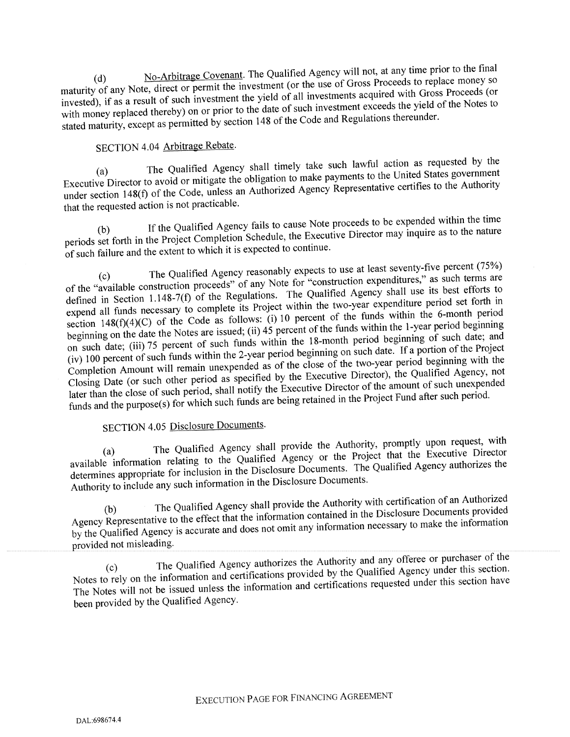(d) No-Arbitrage Covenant. The Qualified Agency will not, at any time prior to the final maturity of any Note, direct or permit the investment (or the use of Gross Proceeds to replace money so invested), if as a result of such investment the yield of all investments acquired with Gross Proceeds (or with money replaced thereby) on or prior to the date of such investment exceeds the yield of the Notes to stated maturity, except as permitted by section 148 of the Code and Regulations thereunder.

SECTION 4.04 Arbitrage Rebate.

(a) The Qualified Agency shall timely take such lawful action as requested by the Executive Director to avoid or mitigate the obligation to make payments to the United States government under section 148(f) of the Code, unless an Authorized Agency Representative certifies to the Authority that the requested action is not practicable.

(b) If the Qualified Agency fails to cause Note proceeds to be expended within the time periods set forth in the Project Completion Schedule, the Executive Director may inquire as to the nature of such failure and the extent to which it is expected to continue.

(c) The Qualified Agency reasonably expects to use at least seventy-five percent (75%) of the "available construction proceeds" of any Note for "construction expenditures," as such terms are defined in Section 1.148-7(f) of the Regulations. The Qualified Agency shall use its best efforts to expend all funds necessary to complete its Project within the two-year expenditure period set forth in section 148(f)(4)(C) of the Code as follows: (i) 10 percent of the funds within the 6-month period beginning on the date the Notes are issued; (ii) 45 percent of the funds within the 1-year period beginning on such date; (iii) 75 percent of such funds within the 18-month period beginning of such date; and (iv) 100 percent of such funds within the 2-year period beginning on such date. If a portion of the Project Completion Amount will remain unexpended as of the close of the two-year period beginning with the Closing Date (or such other period as specified by the Executive Director), the Qualified Agency, not later than the close of such period, shall notify the Executive Director of the amount of such unexpended funds and the purpose(s) for which such funds are being retained in the Project Fund after such period.

SECTION 4.05 Disclosure Documents.

(a) The Qualified Agency shall provide the Authority, promptly upon request, with available information relating to the Qualified Agency or the Project that the Executive Director determines appropriate for inclusion in the Disclosure Documents. The Qualified Agency authorizes the Authority to include any such information in the Disclosure Documents.

(b) The Qualified Agency shall provide the Authority with certification of an Authorized Agency Representative to the effect that the information contained in the Disclosure Documents provided by the Qualified Agency is accurate and does not omit any information necessary to make the information provided not misleading.

(c) The Qualified Agency authorizes the Authority and any offeree or purchaser of the Notes to rely on the information and certifications provided by the Qualified Agency under this section. The Notes will not be issued unless the information and certifications requested under this section have been provided by the Qualified Agency.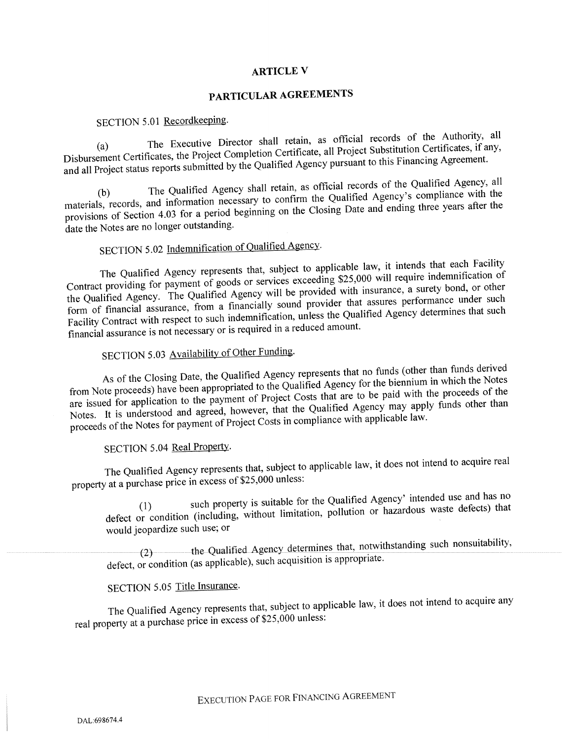## ARTICLE V

## PARTICULAR AGREEMENTS

SECTION 5.01 Recordkeeping.

(a) The Executive Director shall retain, as official records of the Authority, all Disbursement Certificates, the Project Completion Certificate, all Project Substitution Certificates, if any, and all Project status reports submitted by the Qualified Agency pursuant to this Financing Agreement.

(b) The Qualified Agency shall retain, as official records of the Qualified Agency, all materials, records, and information necessary to confirm the Qualified Agency's compliance with the provisions of Section 4.03 for a period beginning on the Closing Date and ending three years after the date the Notes are no longer outstanding.

SECTION 5.02 Indemnification of Qualified Agency.

The Qualified Agency represents that, subject to applicable law, it intends that each Facility Contract providing for payment of goods or services exceeding $25,000 will require indemnification of the Qualified Agency. The Qualified Agency will be provided with insurance, a surety bond, or other form of financial assurance, from a financially sound provider that assures performance under such Facility Contract with respect to such indemnification, unless the Qualified Agency determines that such financial assurance is not necessary or is required in a reduced amount.

SECTION 5.03 Availability of Other Funding.

As of the Closing Date, the Qualified Agency represents that no funds (other than funds derived from Note proceeds) have been appropriated to the Qualified Agency for the biennium in which the Notes are issued for application to the payment of Project Costs that are to be paid with the proceeds of the Notes. It is understood and agreed, however, that the Qualified Agency may apply funds other than proceeds of the Notes for payment of Project Costs in compliance with applicable law.

SECTION 5.04 Real Property.

The Qualified Agency represents that, subject to applicable law, it does not intend to acquire real property at a purchase price in excess of $25,000 unless:

(1) such property is suitable for the Qualified Agency' intended use and has no defect or condition (including, without limitation, pollution or hazardous waste defects) that would jeopardize such use; or

(2) the Qualified Agency determines that, notwithstanding such nonsuitability, defect, or condition (as applicable), such acquisition is appropriate.

SECTION 5.05 Title Insurance.

The Qualified Agency represents that, subject to applicable law, it does not intend to acquire any real property at a purchase price in excess of $25,000 unless:

EXECUTION PAGE FOR FINANCING AGREEMENT

DAL:698674.4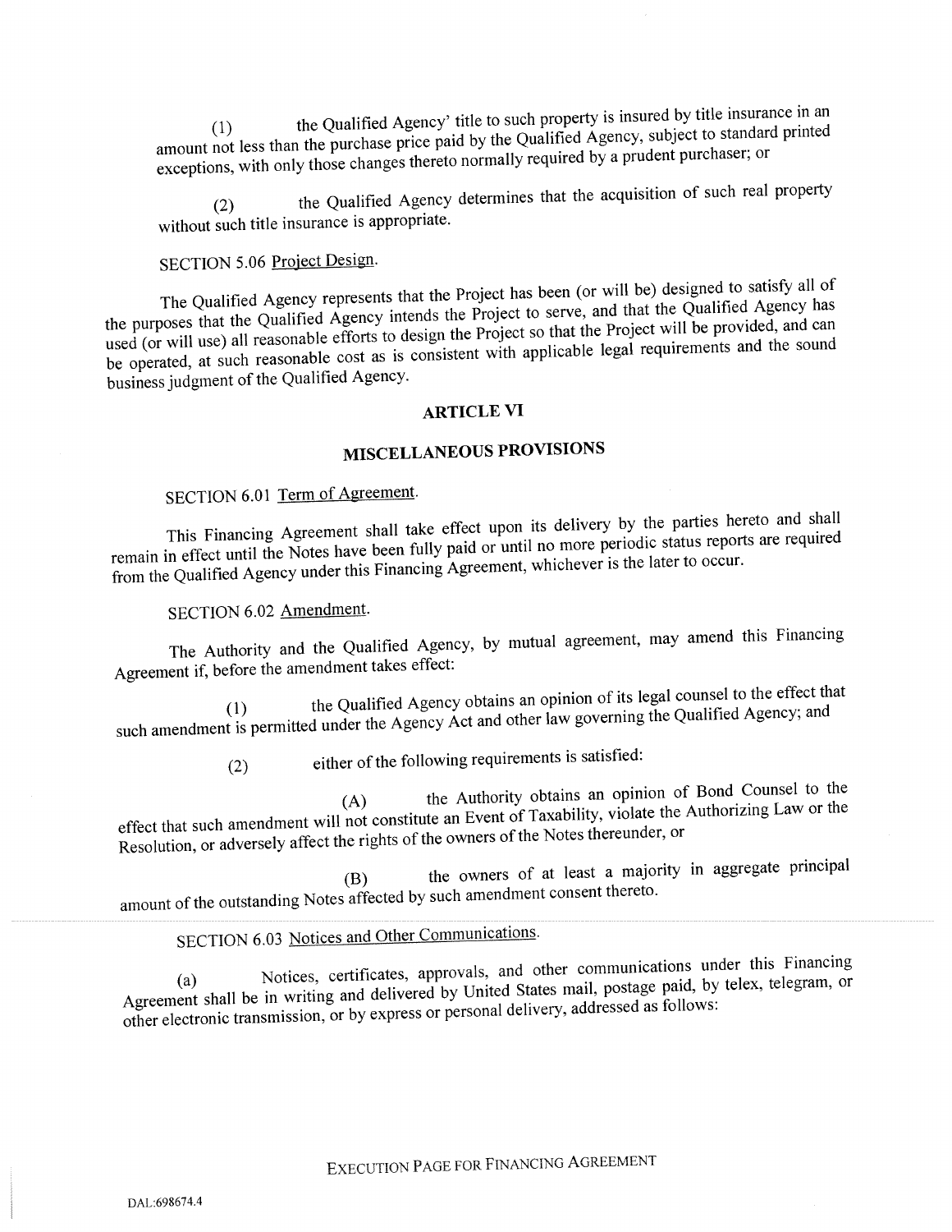(1) the Qualified Agency' title to such property is insured by title insurance in an amount not less than the purchase price paid by the Qualified Agency, subject to standard printed exceptions, with only those changes thereto normally required by a prudent purchaser; or

(2) the Qualified Agency determines that the acquisition of such real property without such title insurance is appropriate.

SECTION 5.06 Project Design.

The Qualified Agency represents that the Project has been (or will be) designed to satisfy all of the purposes that the Qualified Agency intends the Project to serve, and that the Qualified Agency has used (or will use) all reasonable efforts to design the Project so that the Project will be provided, and can be operated, at such reasonable cost as is consistent with applicable legal requirements and the sound business judgment of the Qualified Agency.

## ARTICLE VI

## MISCELLANEOUS PROVISIONS

SECTION 6.01 Term of Agreement.

This Financing Agreement shall take effect upon its delivery by the parties hereto and shall remain in effect until the Notes have been fully paid or until no more periodic status reports are required from the Qualified Agency under this Financing Agreement, whichever is the later to occur.

SECTION 6.02 Amendment.

The Authority and the Qualified Agency, by mutual agreement, may amend this Financing Agreement if, before the amendment takes effect:

(1) the Qualified Agency obtains an opinion of its legal counsel to the effect that such amendment is permitted under the Agency Act and other law governing the Qualified Agency; and

(2) either of the following requirements is satisfied:

(A) the Authority obtains an opinion of Bond Counsel to the effect that such amendment will not constitute an Event of Taxability, violate the Authorizing Law or the Resolution, or adversely affect the rights of the owners of the Notes thereunder, or

(B) the owners of at least a majority in aggregate principal amount of the outstanding Notes affected by such amendment consent thereto.

SECTION 6.03 Notices and Other Communications.

(a) Notices, certificates, approvals, and other communications under this Financing Agreement shall be in writing and delivered by United States mail, postage paid, by telex, telegram, or other electronic transmission, or by express or personal delivery, addressed as follows:

EXECUTION PAGE FOR FINANCING AGREEMENT

DAL:698674.4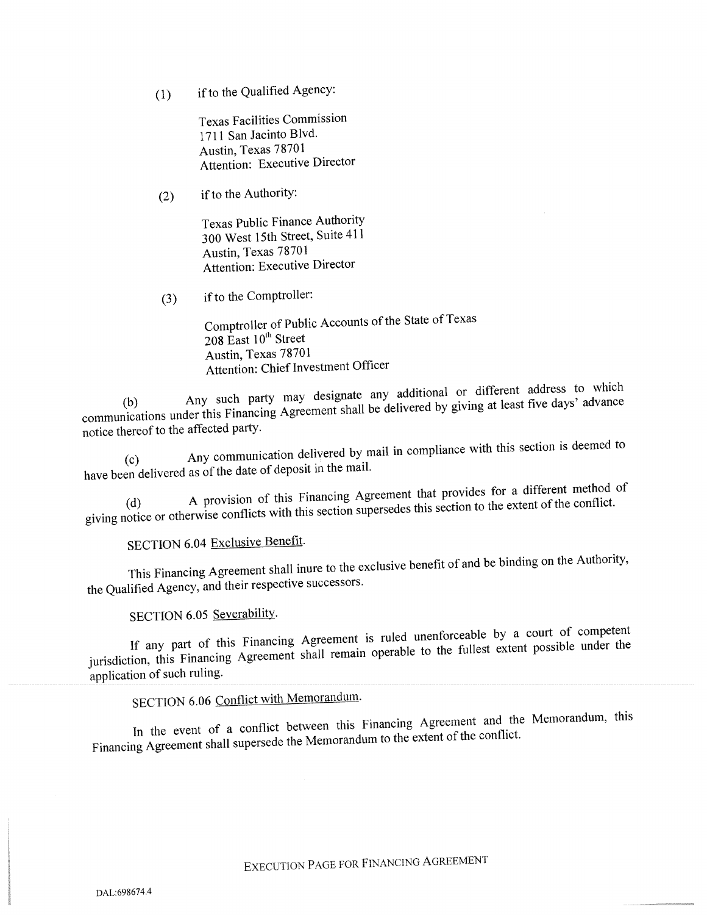(1) if to the Qualified Agency:

Texas Facilities Commission
1711 San Jacinto Blvd.
Austin, Texas 78701
Attention: Executive Director

(2) if to the Authority:

Texas Public Finance Authority
300 West 15th Street, Suite 411
Austin, Texas 78701
Attention: Executive Director

(3) if to the Comptroller:

Comptroller of Public Accounts of the State of Texas
208 East 10th Street
Austin, Texas 78701
Attention: Chief Investment Officer

(b) Any such party may designate any additional or different address to which communications under this Financing Agreement shall be delivered by giving at least five days' advance notice thereof to the affected party.

(c) Any communication delivered by mail in compliance with this section is deemed to have been delivered as of the date of deposit in the mail.

(d) A provision of this Financing Agreement that provides for a different method of giving notice or otherwise conflicts with this section supersedes this section to the extent of the conflict.

SECTION 6.04 Exclusive Benefit.

This Financing Agreement shall inure to the exclusive benefit of and be binding on the Authority, the Qualified Agency, and their respective successors.

SECTION 6.05 Severability.

If any part of this Financing Agreement is ruled unenforceable by a court of competent jurisdiction, this Financing Agreement shall remain operable to the fullest extent possible under the application of such ruling.

SECTION 6.06 Conflict with Memorandum.

In the event of a conflict between this Financing Agreement and the Memorandum, this Financing Agreement shall supersede the Memorandum to the extent of the conflict.

EXECUTION PAGE FOR FINANCING AGREEMENT

DAL:698674.4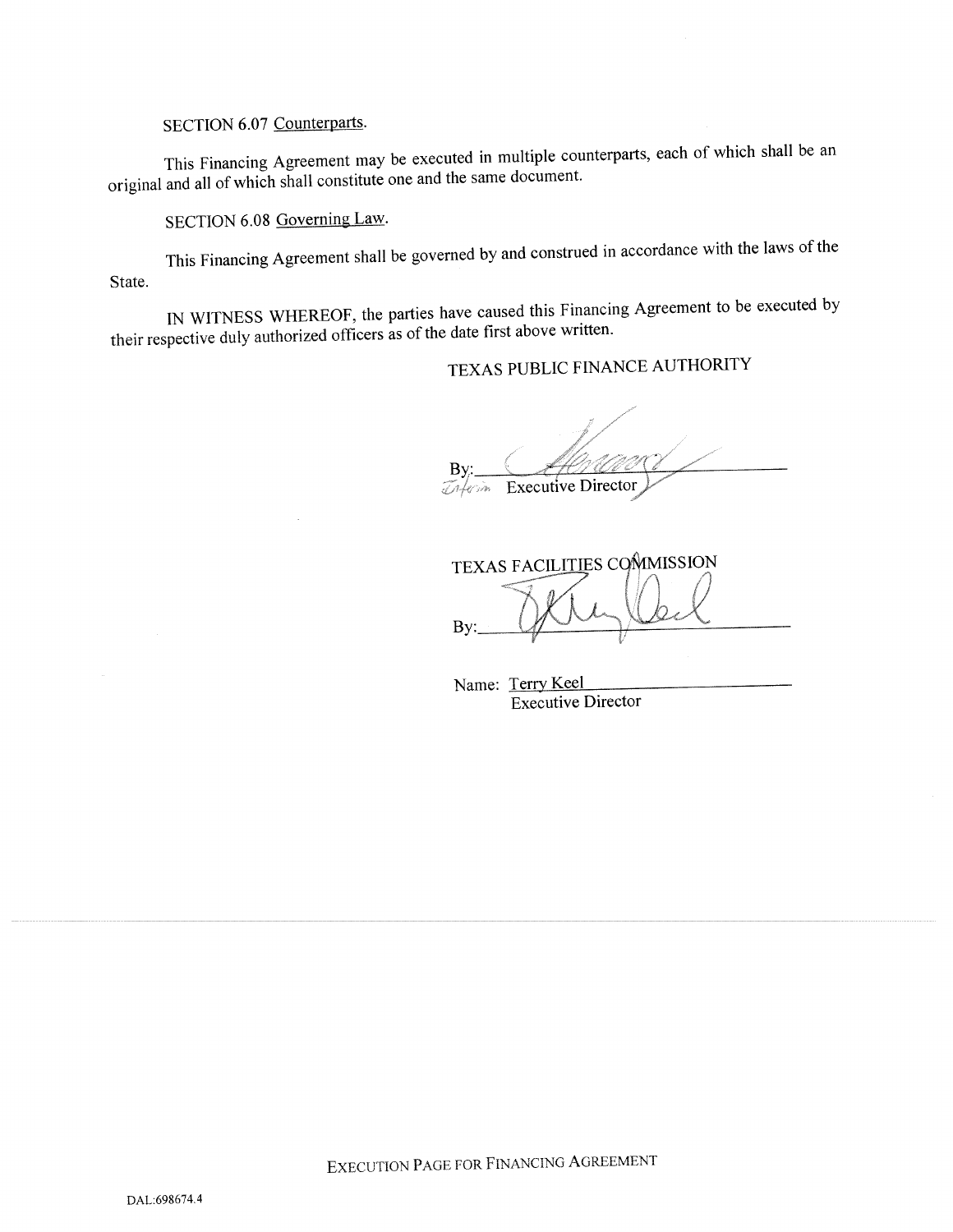SECTION 6.07 Counterparts.

This Financing Agreement may be executed in multiple counterparts, each of which shall be an original and all of which shall constitute one and the same document.

SECTION 6.08 Governing Law.

This Financing Agreement shall be governed by and construed in accordance with the laws of the State.

IN WITNESS WHEREOF, the parties have caused this Financing Agreement to be executed by their respective duly authorized officers as of the date first above written.

TEXAS PUBLIC FINANCE AUTHORITY

By: ______________________________

Interim Executive Director

TEXAS FACILITIES COMMISSION

By: ______________________________

Name: Terry Keel
Executive Director

EXECUTION PAGE FOR FINANCING AGREEMENT

DAL:698674.4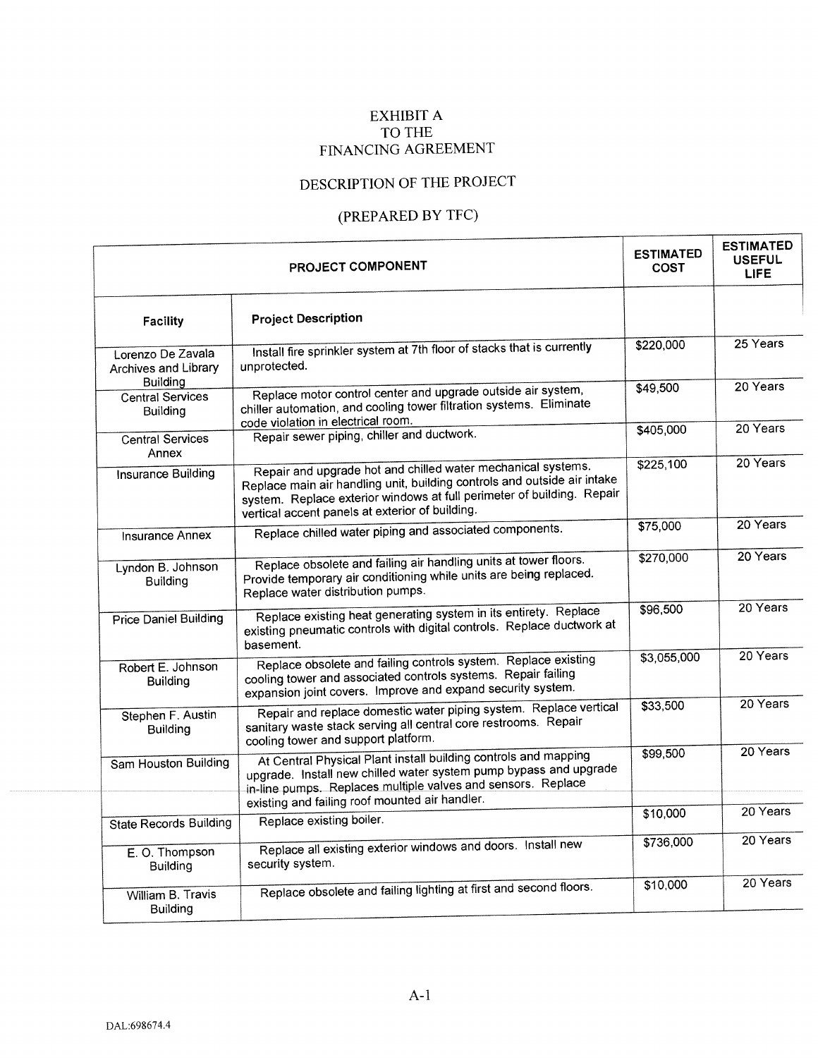# EXHIBIT A
# TO THE
# FINANCING AGREEMENT

## DESCRIPTION OF THE PROJECT

## (PREPARED BY TFC)

| PROJECT COMPONENT | | ESTIMATED COST | ESTIMATED USEFUL LIFE |
|---|---|---|---|
| **Facility** | **Project Description** | | |
| Lorenzo De Zavala Archives and Library Building | Install fire sprinkler system at 7th floor of stacks that is currently unprotected. | $220,000 | 25 Years |
| Central Services Building | Replace motor control center and upgrade outside air system, chiller automation, and cooling tower filtration systems. Eliminate code violation in electrical room. | $49,500 | 20 Years |
| Central Services Annex | Repair sewer piping, chiller and ductwork. | $405,000 | 20 Years |
| Insurance Building | Repair and upgrade hot and chilled water mechanical systems. Replace main air handling unit, building controls and outside air intake system. Replace exterior windows at full perimeter of building. Repair vertical accent panels at exterior of building. | $225,100 | 20 Years |
| Insurance Annex | Replace chilled water piping and associated components. | $75,000 | 20 Years |
| Lyndon B. Johnson Building | Replace obsolete and failing air handling units at tower floors. Provide temporary air conditioning while units are being replaced. Replace water distribution pumps. | $270,000 | 20 Years |
| Price Daniel Building | Replace existing heat generating system in its entirety. Replace existing pneumatic controls with digital controls. Replace ductwork at basement. | $96,500 | 20 Years |
| Robert E. Johnson Building | Replace obsolete and failing controls system. Replace existing cooling tower and associated controls systems. Repair failing expansion joint covers. Improve and expand security system. | $3,055,000 | 20 Years |
| Stephen F. Austin Building | Repair and replace domestic water piping system. Replace vertical sanitary waste stack serving all central core restrooms. Repair cooling tower and support platform. | $33,500 | 20 Years |
| Sam Houston Building | At Central Physical Plant install building controls and mapping upgrade. Install new chilled water system pump bypass and upgrade in-line pumps. Replaces multiple valves and sensors. Replace existing and failing roof mounted air handler. | $99,500 | 20 Years |
| State Records Building | Replace existing boiler. | $10,000 | 20 Years |
| E. O. Thompson Building | Replace all existing exterior windows and doors. Install new security system. | $736,000 | 20 Years |
| William B. Travis Building | Replace obsolete and failing lighting at first and second floors. | $10,000 | 20 Years |

DAL:698674.4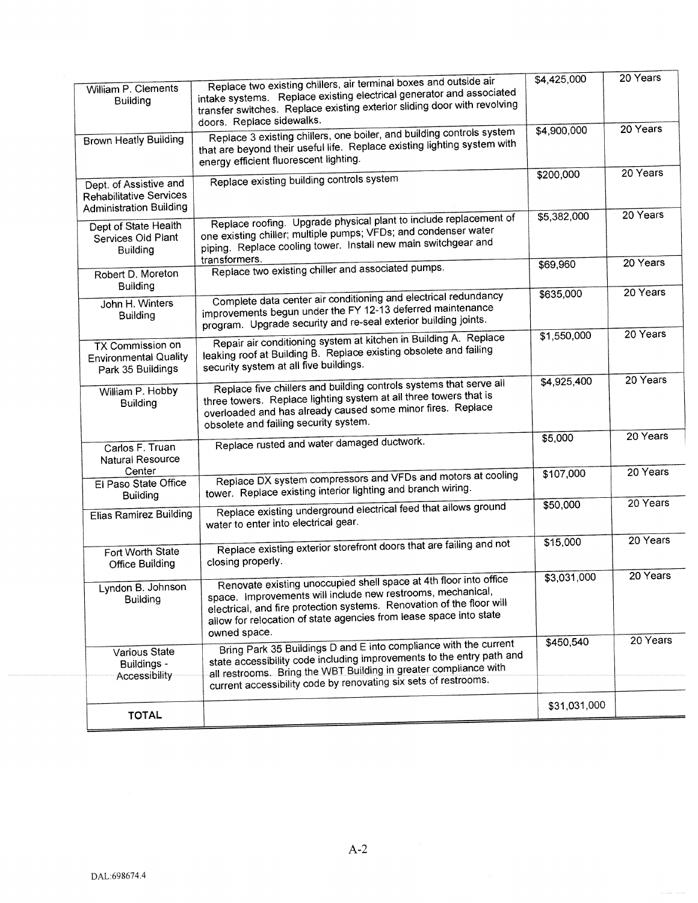| | | | |
|---|---|---|---|
| William P. Clements Building | Replace two existing chillers, air terminal boxes and outside air intake systems. Replace existing electrical generator and associated transfer switches. Replace existing exterior sliding door with revolving doors. Replace sidewalks. | $4,425,000 | 20 Years |
| Brown Heatly Building | Replace 3 existing chillers, one boiler, and building controls system that are beyond their useful life. Replace existing lighting system with energy efficient fluorescent lighting. | $4,900,000 | 20 Years |
| Dept. of Assistive and Rehabilitative Services Administration Building | Replace existing building controls system | $200,000 | 20 Years |
| Dept of State Health Services Old Plant Building | Replace roofing. Upgrade physical plant to include replacement of one existing chiller; multiple pumps; VFDs; and condenser water piping. Replace cooling tower. Install new main switchgear and transformers. | $5,382,000 | 20 Years |
| Robert D. Moreton Building | Replace two existing chiller and associated pumps. | $69,960 | 20 Years |
| John H. Winters Building | Complete data center air conditioning and electrical redundancy improvements begun under the FY 12-13 deferred maintenance program. Upgrade security and re-seal exterior building joints. | $635,000 | 20 Years |
| TX Commission on Environmental Quality Park 35 Buildings | Repair air conditioning system at kitchen in Building A. Replace leaking roof at Building B. Replace existing obsolete and failing security system at all five buildings. | $1,550,000 | 20 Years |
| William P. Hobby Building | Replace five chillers and building controls systems that serve all three towers. Replace lighting system at all three towers that is overloaded and has already caused some minor fires. Replace obsolete and failing security system. | $4,925,400 | 20 Years |
| Carlos F. Truan Natural Resource Center | Replace rusted and water damaged ductwork. | $5,000 | 20 Years |
| El Paso State Office Building | Replace DX system compressors and VFDs and motors at cooling tower. Replace existing interior lighting and branch wiring. | $107,000 | 20 Years |
| Elias Ramirez Building | Replace existing underground electrical feed that allows ground water to enter into electrical gear. | $50,000 | 20 Years |
| Fort Worth State Office Building | Replace existing exterior storefront doors that are failing and not closing properly. | $15,000 | 20 Years |
| Lyndon B. Johnson Building | Renovate existing unoccupied shell space at 4th floor into office space. Improvements will include new restrooms, mechanical, electrical, and fire protection systems. Renovation of the floor will allow for relocation of state agencies from lease space into state owned space. | $3,031,000 | 20 Years |
| Various State Buildings - Accessibility | Bring Park 35 Buildings D and E into compliance with the current state accessibility code including improvements to the entry path and all restrooms. Bring the WBT Building in greater compliance with current accessibility code by renovating six sets of restrooms. | $450,540 | 20 Years |
| **TOTAL** | | $31,031,000 | |

DAL:698674.4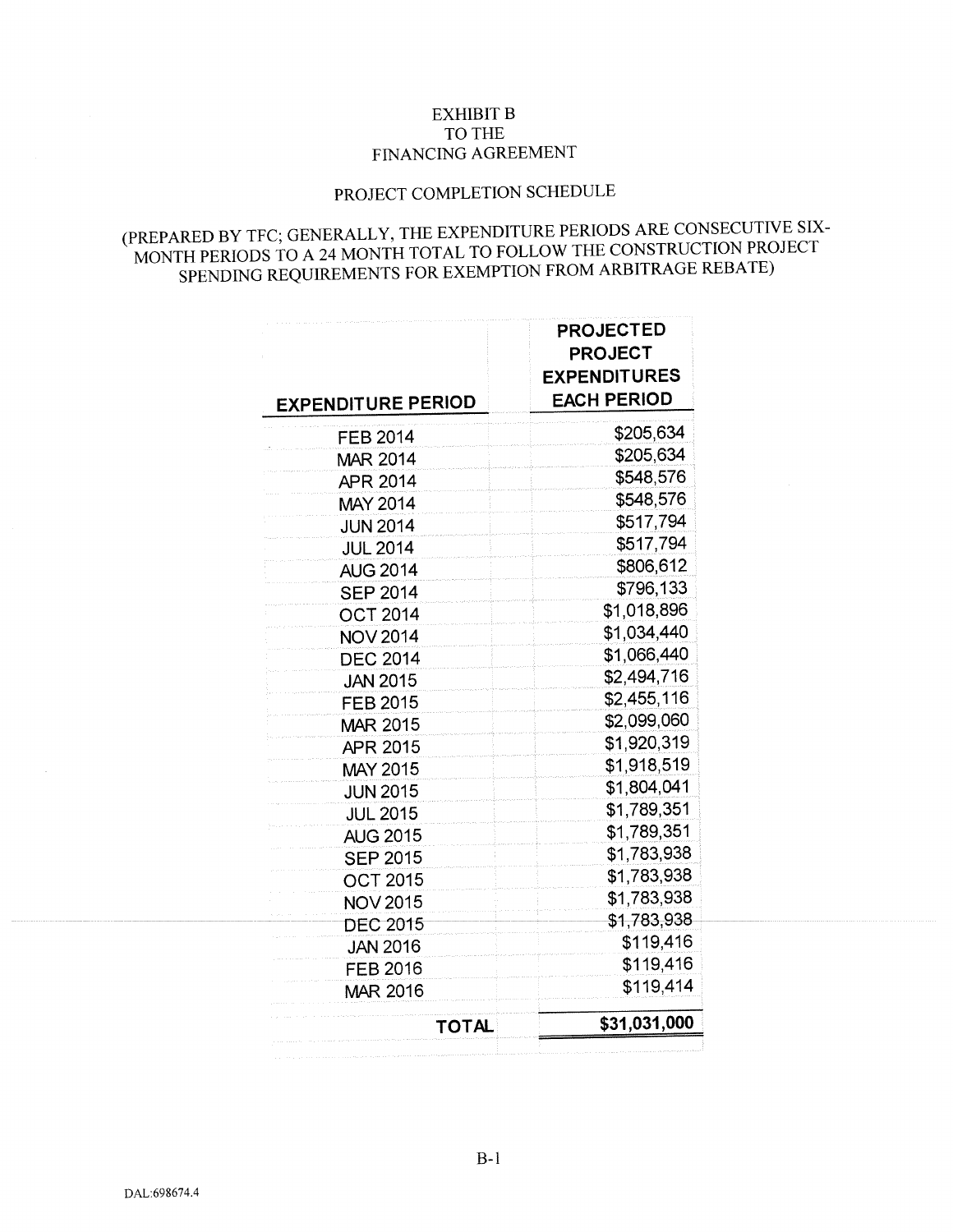# EXHIBIT B
# TO THE
# FINANCING AGREEMENT

## PROJECT COMPLETION SCHEDULE

(PREPARED BY TFC; GENERALLY, THE EXPENDITURE PERIODS ARE CONSECUTIVE SIX-MONTH PERIODS TO A 24 MONTH TOTAL TO FOLLOW THE CONSTRUCTION PROJECT SPENDING REQUIREMENTS FOR EXEMPTION FROM ARBITRAGE REBATE)

| EXPENDITURE PERIOD | PROJECTED PROJECT EXPENDITURES EACH PERIOD |
|---|---|
| FEB 2014 | $205,634 |
| MAR 2014 | $205,634 |
| APR 2014 | $548,576 |
| MAY 2014 | $548,576 |
| JUN 2014 | $517,794 |
| JUL 2014 | $517,794 |
| AUG 2014 | $806,612 |
| SEP 2014 | $796,133 |
| OCT 2014 | $1,018,896 |
| NOV 2014 | $1,034,440 |
| DEC 2014 | $1,066,440 |
| JAN 2015 | $2,494,716 |
| FEB 2015 | $2,455,116 |
| MAR 2015 | $2,099,060 |
| APR 2015 | $1,920,319 |
| MAY 2015 | $1,918,519 |
| JUN 2015 | $1,804,041 |
| JUL 2015 | $1,789,351 |
| AUG 2015 | $1,789,351 |
| SEP 2015 | $1,783,938 |
| OCT 2015 | $1,783,938 |
| NOV 2015 | $1,783,938 |
| DEC 2015 | $1,783,938 |
| JAN 2016 | $119,416 |
| FEB 2016 | $119,416 |
| MAR 2016 | $119,414 |
| **TOTAL** | **$31,031,000** |

DAL:698674.4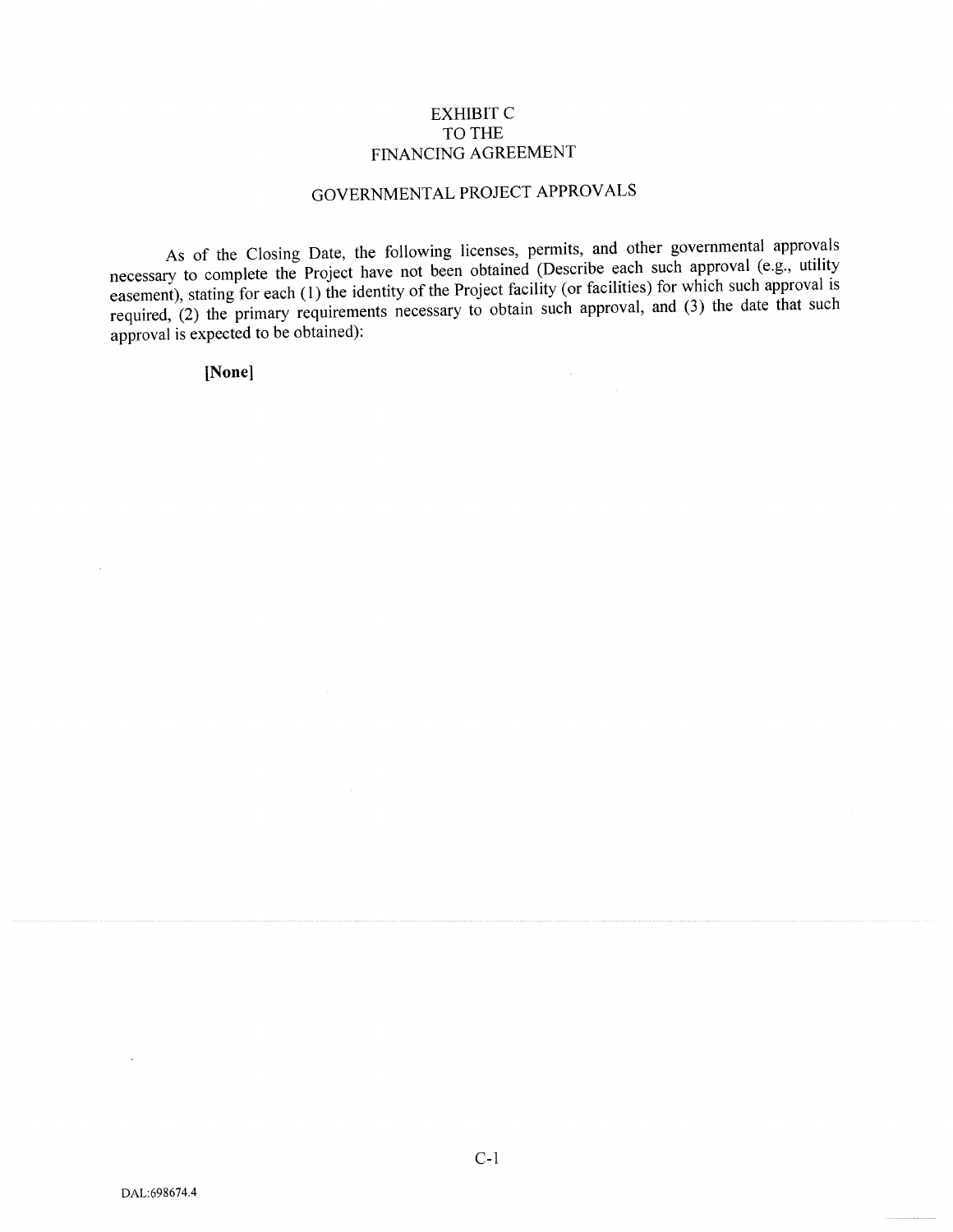# EXHIBIT C
# TO THE
# FINANCING AGREEMENT

## GOVERNMENTAL PROJECT APPROVALS

As of the Closing Date, the following licenses, permits, and other governmental approvals necessary to complete the Project have not been obtained (Describe each such approval (e.g., utility easement), stating for each (1) the identity of the Project facility (or facilities) for which such approval is required, (2) the primary requirements necessary to obtain such approval, and (3) the date that such approval is expected to be obtained):

**[None]**

DAL:698674.4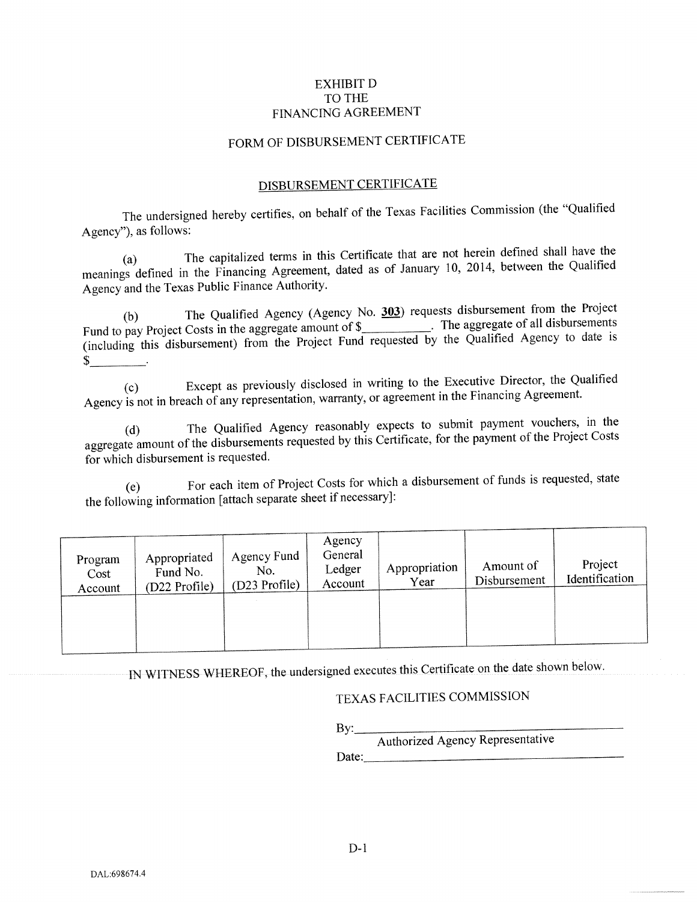EXHIBIT D
TO THE
FINANCING AGREEMENT

FORM OF DISBURSEMENT CERTIFICATE

## DISBURSEMENT CERTIFICATE

The undersigned hereby certifies, on behalf of the Texas Facilities Commission (the "Qualified Agency"), as follows:

(a) The capitalized terms in this Certificate that are not herein defined shall have the meanings defined in the Financing Agreement, dated as of January 10, 2014, between the Qualified Agency and the Texas Public Finance Authority.

(b) The Qualified Agency (Agency No. **303**) requests disbursement from the Project Fund to pay Project Costs in the aggregate amount of $__________. The aggregate of all disbursements (including this disbursement) from the Project Fund requested by the Qualified Agency to date is $_________.

(c) Except as previously disclosed in writing to the Executive Director, the Qualified Agency is not in breach of any representation, warranty, or agreement in the Financing Agreement.

(d) The Qualified Agency reasonably expects to submit payment vouchers, in the aggregate amount of the disbursements requested by this Certificate, for the payment of the Project Costs for which disbursement is requested.

(e) For each item of Project Costs for which a disbursement of funds is requested, state the following information [attach separate sheet if necessary]:

| Program Cost Account | Appropriated Fund No. (D22 Profile) | Agency Fund No. (D23 Profile) | Agency General Ledger Account | Appropriation Year | Amount of Disbursement | Project Identification |
|---|---|---|---|---|---|---|
| | | | | | | |

IN WITNESS WHEREOF, the undersigned executes this Certificate on the date shown below.

TEXAS FACILITIES COMMISSION

By:_________________________________
Authorized Agency Representative

Date:_______________________________

DAL:698674.4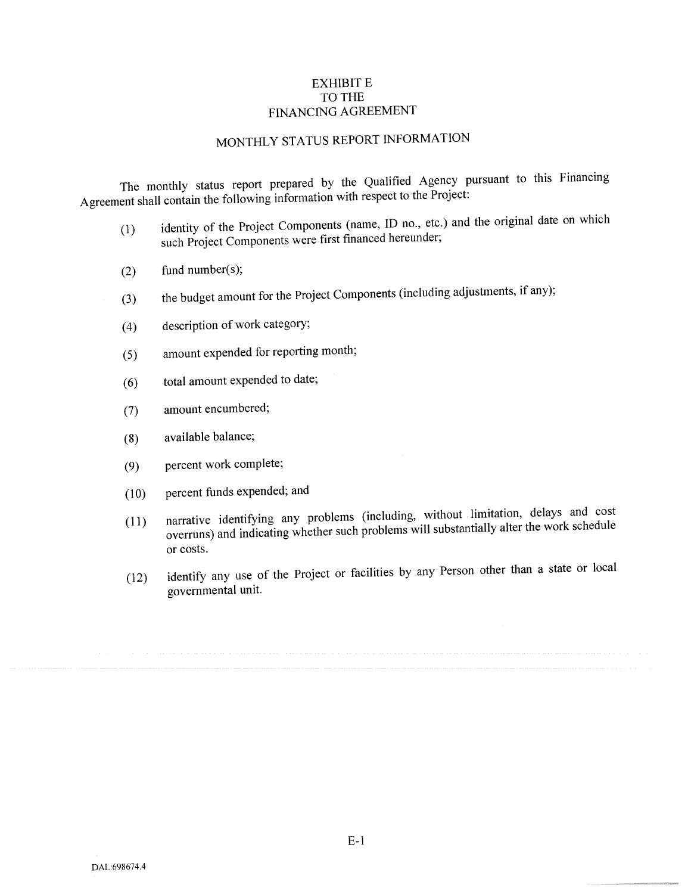# EXHIBIT E
# TO THE
# FINANCING AGREEMENT

## MONTHLY STATUS REPORT INFORMATION

The monthly status report prepared by the Qualified Agency pursuant to this Financing Agreement shall contain the following information with respect to the Project:

(1) identity of the Project Components (name, ID no., etc.) and the original date on which such Project Components were first financed hereunder;

(2) fund number(s);

(3) the budget amount for the Project Components (including adjustments, if any);

(4) description of work category;

(5) amount expended for reporting month;

(6) total amount expended to date;

(7) amount encumbered;

(8) available balance;

(9) percent work complete;

(10) percent funds expended; and

(11) narrative identifying any problems (including, without limitation, delays and cost overruns) and indicating whether such problems will substantially alter the work schedule or costs.

(12) identify any use of the Project or facilities by any Person other than a state or local governmental unit.

DAL:698674.4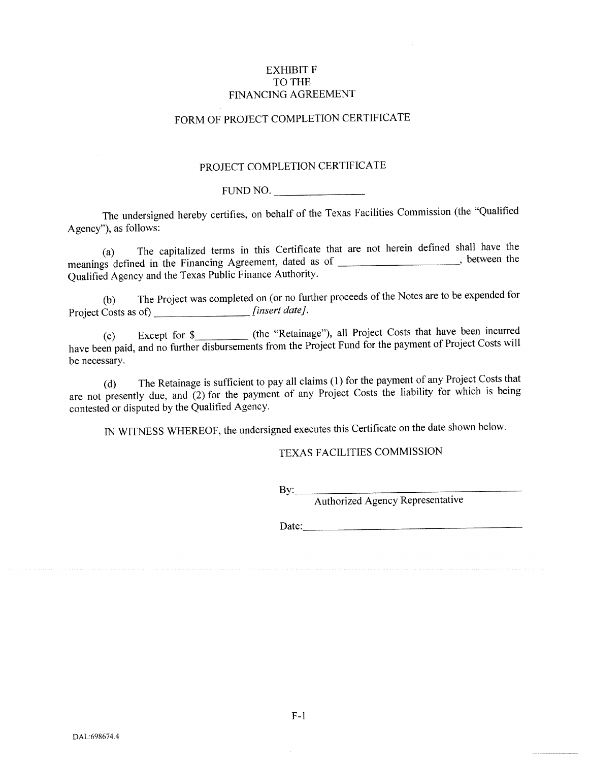# EXHIBIT F
# TO THE
# FINANCING AGREEMENT

## FORM OF PROJECT COMPLETION CERTIFICATE

### PROJECT COMPLETION CERTIFICATE

FUND NO. ________________

The undersigned hereby certifies, on behalf of the Texas Facilities Commission (the "Qualified Agency"), as follows:

(a) The capitalized terms in this Certificate that are not herein defined shall have the meanings defined in the Financing Agreement, dated as of ____________________, between the Qualified Agency and the Texas Public Finance Authority.

(b) The Project was completed on (or no further proceeds of the Notes are to be expended for Project Costs as of) ________________ *[insert date]*.

(c) Except for $_________ (the "Retainage"), all Project Costs that have been incurred have been paid, and no further disbursements from the Project Fund for the payment of Project Costs will be necessary.

(d) The Retainage is sufficient to pay all claims (1) for the payment of any Project Costs that are not presently due, and (2) for the payment of any Project Costs the liability for which is being contested or disputed by the Qualified Agency.

IN WITNESS WHEREOF, the undersigned executes this Certificate on the date shown below.

TEXAS FACILITIES COMMISSION

By:________________________________________
Authorized Agency Representative

Date:______________________________________

F-1

DAL:698674.4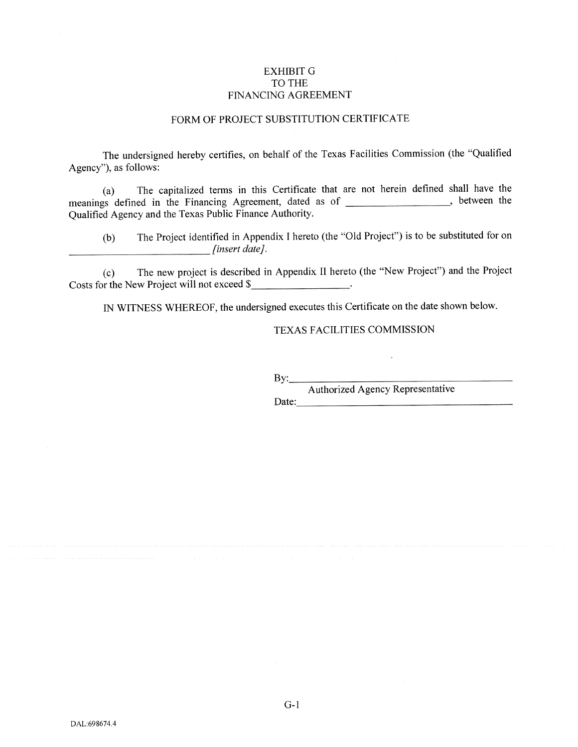# EXHIBIT G
# TO THE
# FINANCING AGREEMENT

## FORM OF PROJECT SUBSTITUTION CERTIFICATE

The undersigned hereby certifies, on behalf of the Texas Facilities Commission (the "Qualified Agency"), as follows:

(a) The capitalized terms in this Certificate that are not herein defined shall have the meanings defined in the Financing Agreement, dated as of ____________________, between the Qualified Agency and the Texas Public Finance Authority.

(b) The Project identified in Appendix I hereto (the "Old Project") is to be substituted for on ____________________________ *[insert date]*.

(c) The new project is described in Appendix II hereto (the "New Project") and the Project Costs for the New Project will not exceed $__________________.

IN WITNESS WHEREOF, the undersigned executes this Certificate on the date shown below.

TEXAS FACILITIES COMMISSION

By:_____________________________________________
Authorized Agency Representative

Date:___________________________________________

DAL:698674.4